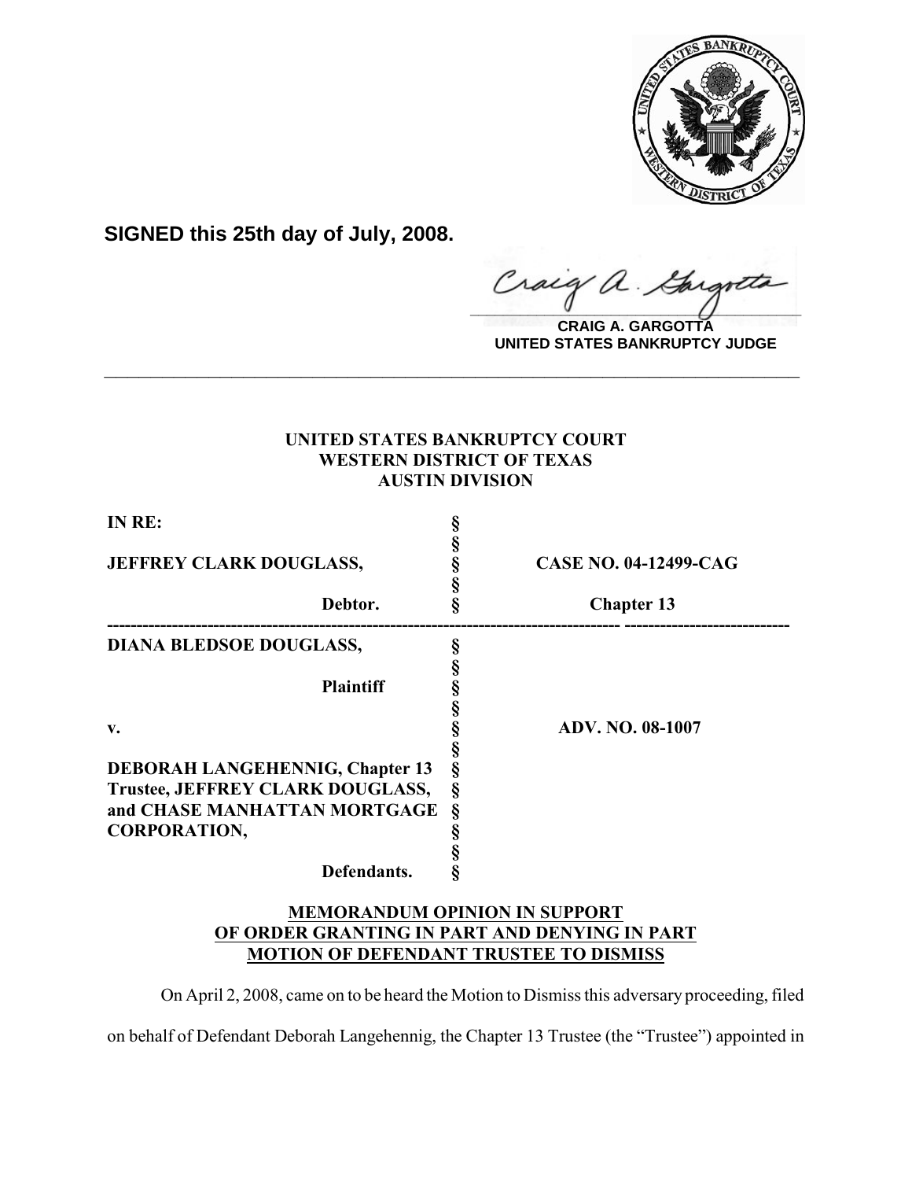**SIGNED this 25th day of July, 2008.**

**CRAIG A. GARGOTTA**
**UNITED STATES BANKRUPTCY JUDGE**

---

**UNITED STATES BANKRUPTCY COURT**
**WESTERN DISTRICT OF TEXAS**
**AUSTIN DIVISION**

| | | |
|---|---|---|
| **IN RE:** | § | |
| | § | |
| **JEFFREY CLARK DOUGLASS,** | § | **CASE NO. 04-12499-CAG** |
| | § | |
| **Debtor.** | § | **Chapter 13** |
| **DIANA BLEDSOE DOUGLASS,** | § | |
| | § | |
| **Plaintiff** | § | |
| | § | |
| **v.** | § | **ADV. NO. 08-1007** |
| | § | |
| **DEBORAH LANGEHENNIG, Chapter 13 Trustee, JEFFREY CLARK DOUGLASS, and CHASE MANHATTAN MORTGAGE CORPORATION,** | § | |
| | § | |
| **Defendants.** | § | |

## MEMORANDUM OPINION IN SUPPORT OF ORDER GRANTING IN PART AND DENYING IN PART MOTION OF DEFENDANT TRUSTEE TO DISMISS

On April 2, 2008, came on to be heard the Motion to Dismiss this adversary proceeding, filed on behalf of Defendant Deborah Langehennig, the Chapter 13 Trustee (the "Trustee") appointed in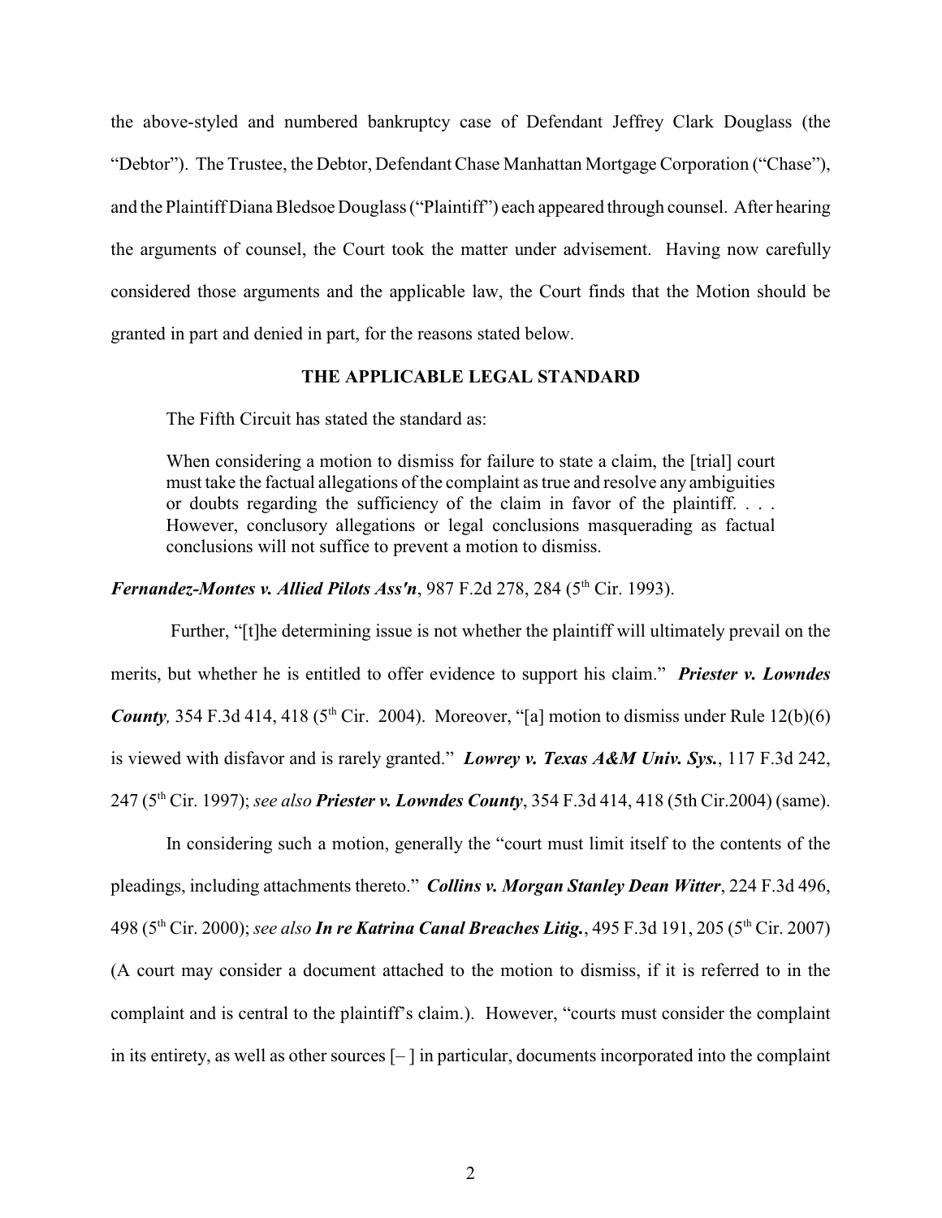the above-styled and numbered bankruptcy case of Defendant Jeffrey Clark Douglass (the "Debtor"). The Trustee, the Debtor, Defendant Chase Manhattan Mortgage Corporation ("Chase"), and the Plaintiff Diana Bledsoe Douglass ("Plaintiff") each appeared through counsel. After hearing the arguments of counsel, the Court took the matter under advisement. Having now carefully considered those arguments and the applicable law, the Court finds that the Motion should be granted in part and denied in part, for the reasons stated below.

## THE APPLICABLE LEGAL STANDARD

The Fifth Circuit has stated the standard as:

> When considering a motion to dismiss for failure to state a claim, the [trial] court must take the factual allegations of the complaint as true and resolve any ambiguities or doubts regarding the sufficiency of the claim in favor of the plaintiff. . . . However, conclusory allegations or legal conclusions masquerading as factual conclusions will not suffice to prevent a motion to dismiss.

***Fernandez-Montes v. Allied Pilots Ass'n***, 987 F.2d 278, 284 (5th Cir. 1993).

Further, "[t]he determining issue is not whether the plaintiff will ultimately prevail on the merits, but whether he is entitled to offer evidence to support his claim." ***Priester v. Lowndes County,*** 354 F.3d 414, 418 (5th Cir. 2004). Moreover, "[a] motion to dismiss under Rule 12(b)(6) is viewed with disfavor and is rarely granted." ***Lowrey v. Texas A&M Univ. Sys.***, 117 F.3d 242, 247 (5th Cir. 1997); *see also* ***Priester v. Lowndes County***, 354 F.3d 414, 418 (5th Cir.2004) (same).

In considering such a motion, generally the "court must limit itself to the contents of the pleadings, including attachments thereto." ***Collins v. Morgan Stanley Dean Witter***, 224 F.3d 496, 498 (5th Cir. 2000); *see also* ***In re Katrina Canal Breaches Litig.***, 495 F.3d 191, 205 (5th Cir. 2007) (A court may consider a document attached to the motion to dismiss, if it is referred to in the complaint and is central to the plaintiff's claim.). However, "courts must consider the complaint in its entirety, as well as other sources [– ] in particular, documents incorporated into the complaint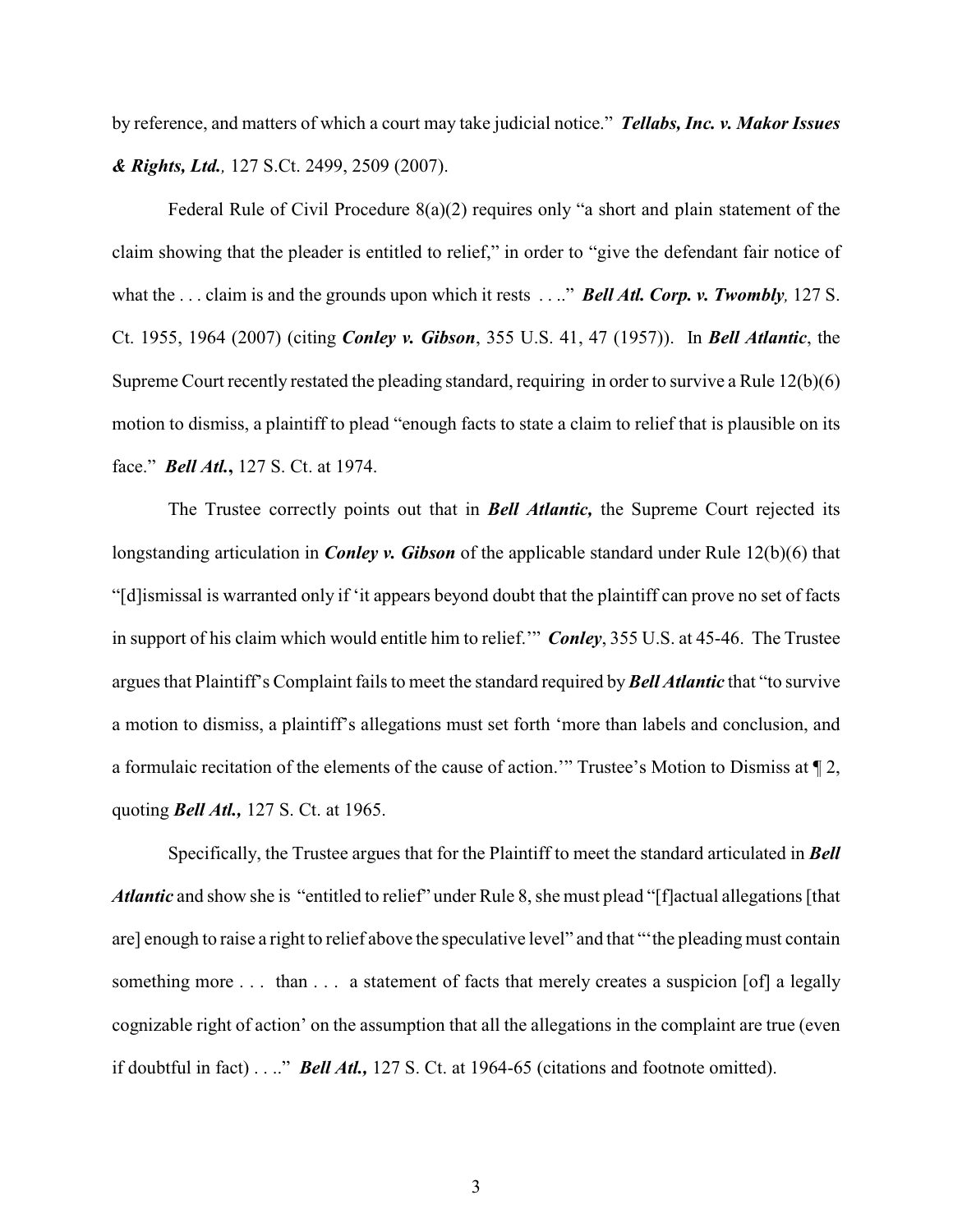by reference, and matters of which a court may take judicial notice." ***Tellabs, Inc. v. Makor Issues & Rights, Ltd.**,* 127 S.Ct. 2499, 2509 (2007).

Federal Rule of Civil Procedure 8(a)(2) requires only "a short and plain statement of the claim showing that the pleader is entitled to relief," in order to "give the defendant fair notice of what the . . . claim is and the grounds upon which it rests . . .." ***Bell Atl. Corp. v. Twombly**,* 127 S. Ct. 1955, 1964 (2007) (citing ***Conley v. Gibson***, 355 U.S. 41, 47 (1957)). In ***Bell Atlantic***, the Supreme Court recently restated the pleading standard, requiring in order to survive a Rule 12(b)(6) motion to dismiss, a plaintiff to plead "enough facts to state a claim to relief that is plausible on its face." ***Bell Atl.***, 127 S. Ct. at 1974.

The Trustee correctly points out that in ***Bell Atlantic,*** the Supreme Court rejected its longstanding articulation in ***Conley v. Gibson*** of the applicable standard under Rule 12(b)(6) that "[d]ismissal is warranted only if 'it appears beyond doubt that the plaintiff can prove no set of facts in support of his claim which would entitle him to relief.'" ***Conley***, 355 U.S. at 45-46. The Trustee argues that Plaintiff's Complaint fails to meet the standard required by ***Bell Atlantic*** that "to survive a motion to dismiss, a plaintiff's allegations must set forth 'more than labels and conclusion, and a formulaic recitation of the elements of the cause of action.'" Trustee's Motion to Dismiss at ¶ 2, quoting ***Bell Atl.,*** 127 S. Ct. at 1965.

Specifically, the Trustee argues that for the Plaintiff to meet the standard articulated in ***Bell Atlantic*** and show she is "entitled to relief" under Rule 8, she must plead "[f]actual allegations [that are] enough to raise a right to relief above the speculative level" and that "'the pleading must contain something more . . . than . . . a statement of facts that merely creates a suspicion [of] a legally cognizable right of action' on the assumption that all the allegations in the complaint are true (even if doubtful in fact) . . .." ***Bell Atl.,*** 127 S. Ct. at 1964-65 (citations and footnote omitted).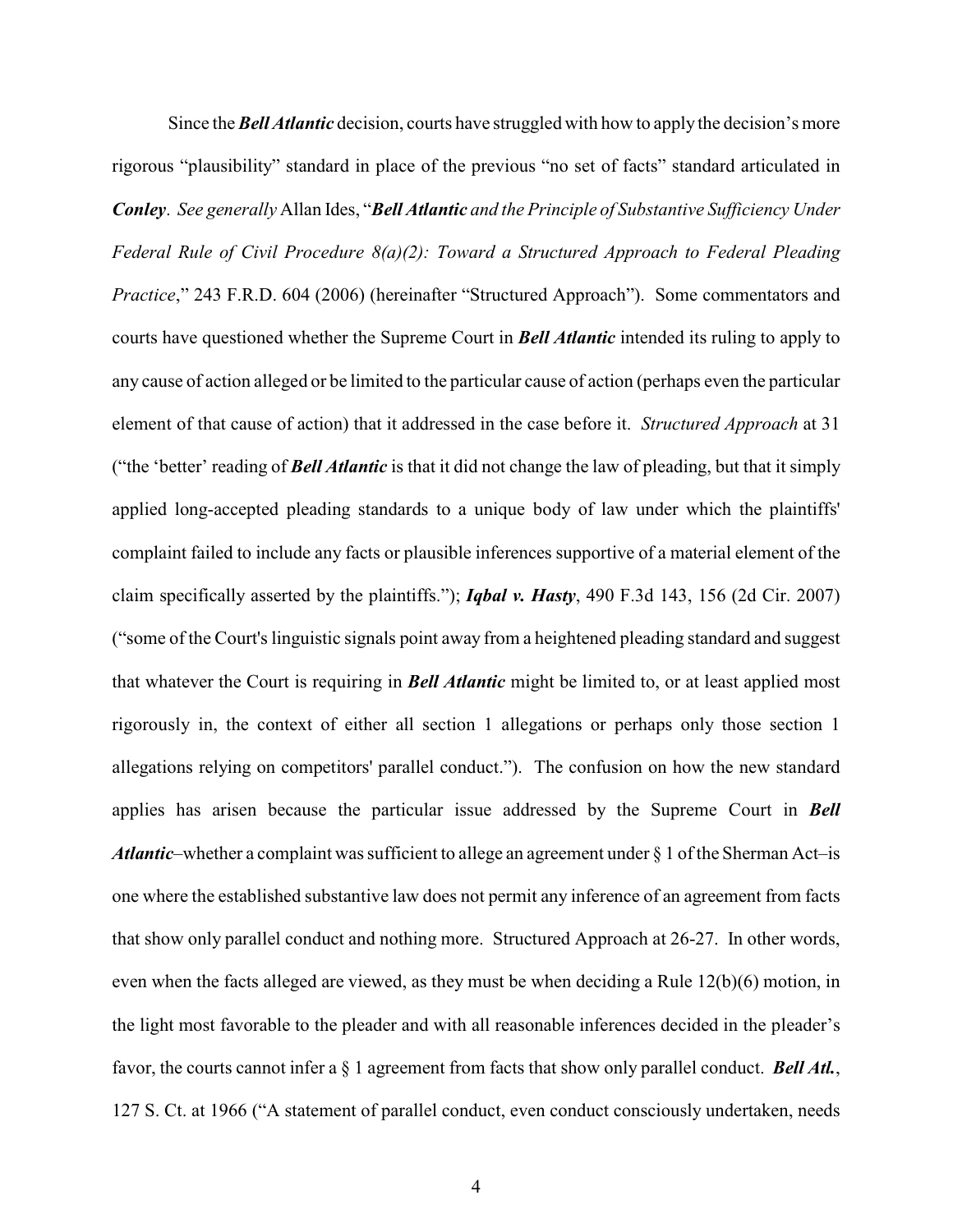Since the ***Bell Atlantic*** decision, courts have struggled with how to apply the decision's more rigorous "plausibility" standard in place of the previous "no set of facts" standard articulated in ***Conley***. *See generally* Allan Ides, "***Bell Atlantic*** *and the Principle of Substantive Sufficiency Under Federal Rule of Civil Procedure 8(a)(2): Toward a Structured Approach to Federal Pleading Practice*," 243 F.R.D. 604 (2006) (hereinafter "Structured Approach"). Some commentators and courts have questioned whether the Supreme Court in ***Bell Atlantic*** intended its ruling to apply to any cause of action alleged or be limited to the particular cause of action (perhaps even the particular element of that cause of action) that it addressed in the case before it. *Structured Approach* at 31 ("the 'better' reading of ***Bell Atlantic*** is that it did not change the law of pleading, but that it simply applied long-accepted pleading standards to a unique body of law under which the plaintiffs' complaint failed to include any facts or plausible inferences supportive of a material element of the claim specifically asserted by the plaintiffs."); ***Iqbal v. Hasty***, 490 F.3d 143, 156 (2d Cir. 2007) ("some of the Court's linguistic signals point away from a heightened pleading standard and suggest that whatever the Court is requiring in ***Bell Atlantic*** might be limited to, or at least applied most rigorously in, the context of either all section 1 allegations or perhaps only those section 1 allegations relying on competitors' parallel conduct."). The confusion on how the new standard applies has arisen because the particular issue addressed by the Supreme Court in ***Bell Atlantic***–whether a complaint was sufficient to allege an agreement under § 1 of the Sherman Act–is one where the established substantive law does not permit any inference of an agreement from facts that show only parallel conduct and nothing more. Structured Approach at 26-27. In other words, even when the facts alleged are viewed, as they must be when deciding a Rule 12(b)(6) motion, in the light most favorable to the pleader and with all reasonable inferences decided in the pleader's favor, the courts cannot infer a § 1 agreement from facts that show only parallel conduct. ***Bell Atl.***, 127 S. Ct. at 1966 ("A statement of parallel conduct, even conduct consciously undertaken, needs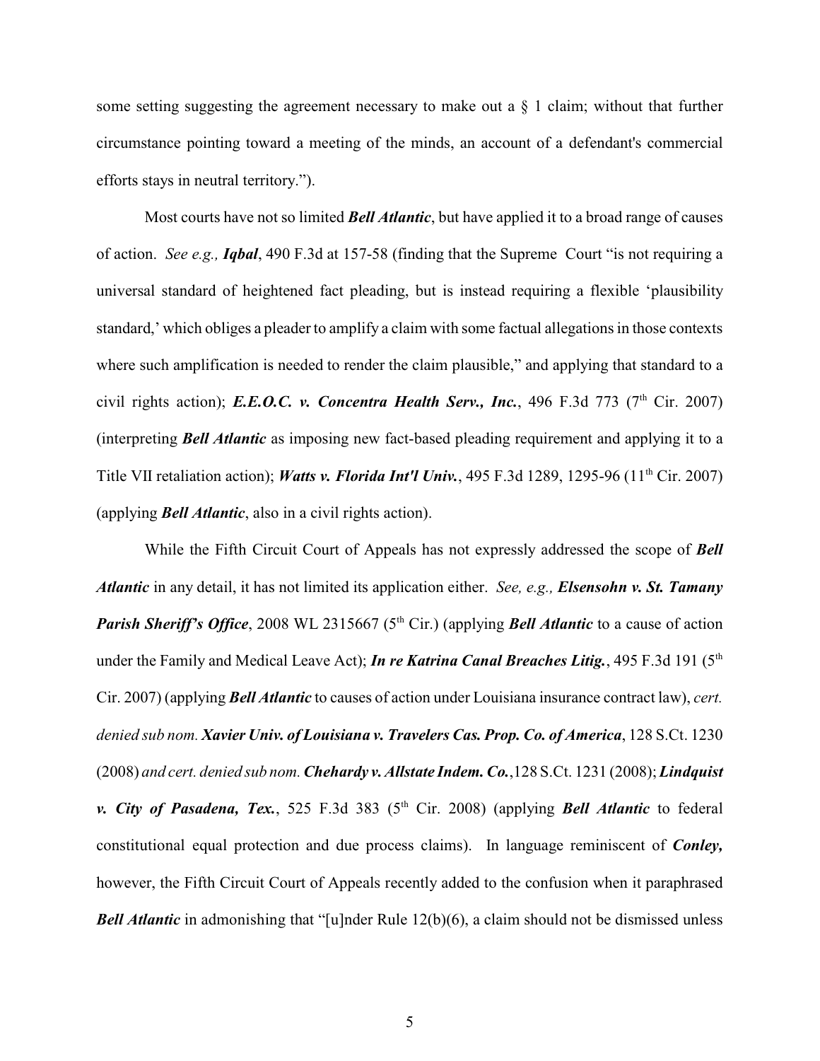some setting suggesting the agreement necessary to make out a § 1 claim; without that further circumstance pointing toward a meeting of the minds, an account of a defendant's commercial efforts stays in neutral territory.").

Most courts have not so limited ***Bell Atlantic***, but have applied it to a broad range of causes of action. *See e.g.,* ***Iqbal***, 490 F.3d at 157-58 (finding that the Supreme Court "is not requiring a universal standard of heightened fact pleading, but is instead requiring a flexible 'plausibility standard,' which obliges a pleader to amplify a claim with some factual allegations in those contexts where such amplification is needed to render the claim plausible," and applying that standard to a civil rights action); ***E.E.O.C. v. Concentra Health Serv., Inc.***, 496 F.3d 773 (7th Cir. 2007) (interpreting ***Bell Atlantic*** as imposing new fact-based pleading requirement and applying it to a Title VII retaliation action); ***Watts v. Florida Int'l Univ.***, 495 F.3d 1289, 1295-96 (11th Cir. 2007) (applying ***Bell Atlantic***, also in a civil rights action).

While the Fifth Circuit Court of Appeals has not expressly addressed the scope of ***Bell Atlantic*** in any detail, it has not limited its application either. *See, e.g.,* ***Elsensohn v. St. Tamany Parish Sheriff's Office***, 2008 WL 2315667 (5th Cir.) (applying ***Bell Atlantic*** to a cause of action under the Family and Medical Leave Act); ***In re Katrina Canal Breaches Litig.***, 495 F.3d 191 (5th Cir. 2007) (applying ***Bell Atlantic*** to causes of action under Louisiana insurance contract law), *cert. denied sub nom.* ***Xavier Univ. of Louisiana v. Travelers Cas. Prop. Co. of America***, 128 S.Ct. 1230 (2008) *and cert. denied sub nom.* ***Chehardy v. Allstate Indem. Co.***,128 S.Ct. 1231 (2008); ***Lindquist v. City of Pasadena, Tex.***, 525 F.3d 383 (5th Cir. 2008) (applying ***Bell Atlantic*** to federal constitutional equal protection and due process claims). In language reminiscent of ***Conley,*** however, the Fifth Circuit Court of Appeals recently added to the confusion when it paraphrased ***Bell Atlantic*** in admonishing that "[u]nder Rule 12(b)(6), a claim should not be dismissed unless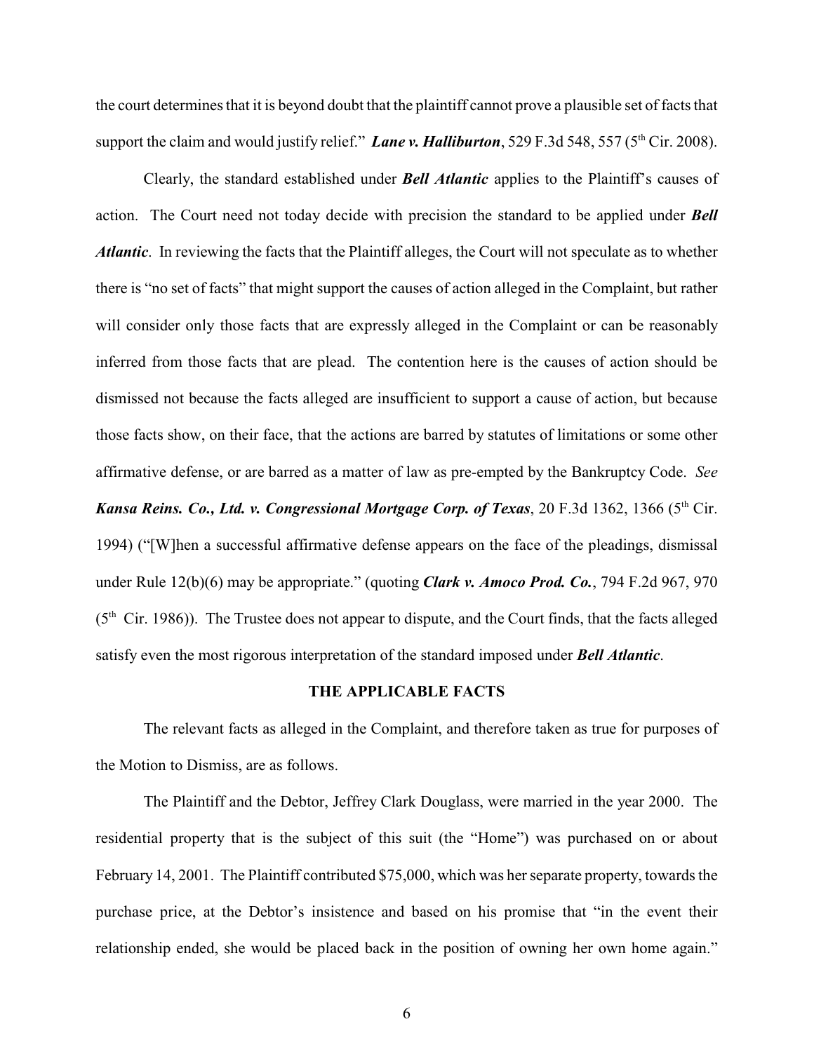the court determines that it is beyond doubt that the plaintiff cannot prove a plausible set of facts that support the claim and would justify relief." ***Lane v. Halliburton***, 529 F.3d 548, 557 (5th Cir. 2008).

Clearly, the standard established under ***Bell Atlantic*** applies to the Plaintiff's causes of action. The Court need not today decide with precision the standard to be applied under ***Bell Atlantic***. In reviewing the facts that the Plaintiff alleges, the Court will not speculate as to whether there is "no set of facts" that might support the causes of action alleged in the Complaint, but rather will consider only those facts that are expressly alleged in the Complaint or can be reasonably inferred from those facts that are plead. The contention here is the causes of action should be dismissed not because the facts alleged are insufficient to support a cause of action, but because those facts show, on their face, that the actions are barred by statutes of limitations or some other affirmative defense, or are barred as a matter of law as pre-empted by the Bankruptcy Code. *See* ***Kansa Reins. Co., Ltd. v. Congressional Mortgage Corp. of Texas***, 20 F.3d 1362, 1366 (5th Cir. 1994) ("[W]hen a successful affirmative defense appears on the face of the pleadings, dismissal under Rule 12(b)(6) may be appropriate." (quoting ***Clark v. Amoco Prod. Co.***, 794 F.2d 967, 970 (5th Cir. 1986)). The Trustee does not appear to dispute, and the Court finds, that the facts alleged satisfy even the most rigorous interpretation of the standard imposed under ***Bell Atlantic***.

## THE APPLICABLE FACTS

The relevant facts as alleged in the Complaint, and therefore taken as true for purposes of the Motion to Dismiss, are as follows.

The Plaintiff and the Debtor, Jeffrey Clark Douglass, were married in the year 2000. The residential property that is the subject of this suit (the "Home") was purchased on or about February 14, 2001. The Plaintiff contributed $75,000, which was her separate property, towards the purchase price, at the Debtor's insistence and based on his promise that "in the event their relationship ended, she would be placed back in the position of owning her own home again."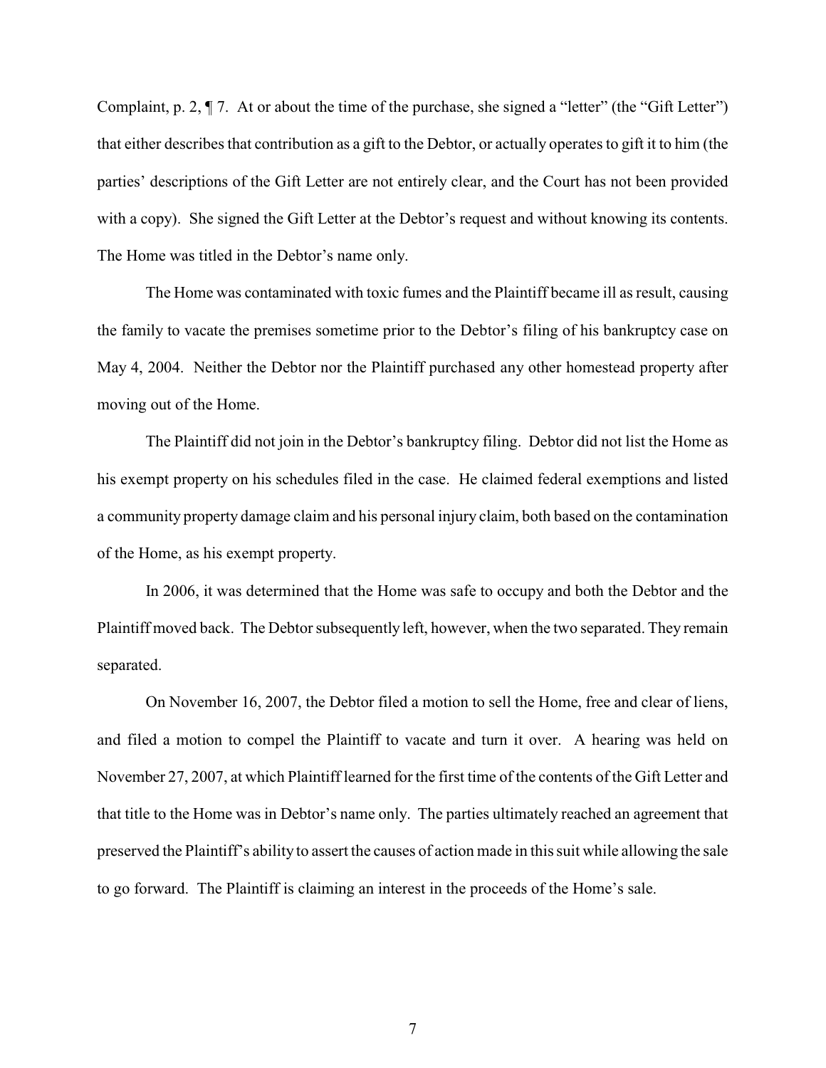Complaint, p. 2, ¶ 7. At or about the time of the purchase, she signed a "letter" (the "Gift Letter") that either describes that contribution as a gift to the Debtor, or actually operates to gift it to him (the parties' descriptions of the Gift Letter are not entirely clear, and the Court has not been provided with a copy). She signed the Gift Letter at the Debtor's request and without knowing its contents. The Home was titled in the Debtor's name only.

The Home was contaminated with toxic fumes and the Plaintiff became ill as result, causing the family to vacate the premises sometime prior to the Debtor's filing of his bankruptcy case on May 4, 2004. Neither the Debtor nor the Plaintiff purchased any other homestead property after moving out of the Home.

The Plaintiff did not join in the Debtor's bankruptcy filing. Debtor did not list the Home as his exempt property on his schedules filed in the case. He claimed federal exemptions and listed a community property damage claim and his personal injury claim, both based on the contamination of the Home, as his exempt property.

In 2006, it was determined that the Home was safe to occupy and both the Debtor and the Plaintiff moved back. The Debtor subsequently left, however, when the two separated. They remain separated.

On November 16, 2007, the Debtor filed a motion to sell the Home, free and clear of liens, and filed a motion to compel the Plaintiff to vacate and turn it over. A hearing was held on November 27, 2007, at which Plaintiff learned for the first time of the contents of the Gift Letter and that title to the Home was in Debtor's name only. The parties ultimately reached an agreement that preserved the Plaintiff's ability to assert the causes of action made in this suit while allowing the sale to go forward. The Plaintiff is claiming an interest in the proceeds of the Home's sale.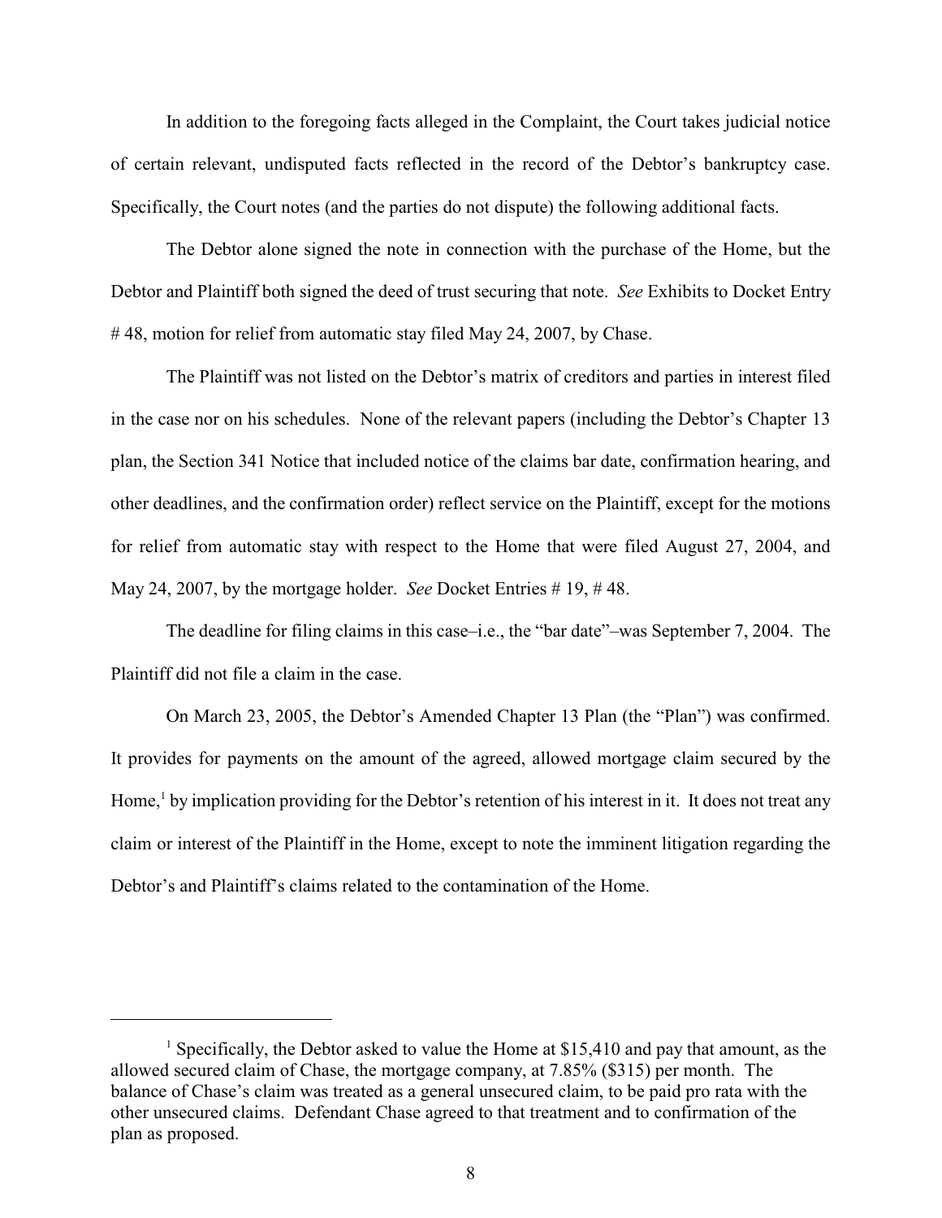In addition to the foregoing facts alleged in the Complaint, the Court takes judicial notice of certain relevant, undisputed facts reflected in the record of the Debtor's bankruptcy case. Specifically, the Court notes (and the parties do not dispute) the following additional facts.

The Debtor alone signed the note in connection with the purchase of the Home, but the Debtor and Plaintiff both signed the deed of trust securing that note. *See* Exhibits to Docket Entry # 48, motion for relief from automatic stay filed May 24, 2007, by Chase.

The Plaintiff was not listed on the Debtor's matrix of creditors and parties in interest filed in the case nor on his schedules. None of the relevant papers (including the Debtor's Chapter 13 plan, the Section 341 Notice that included notice of the claims bar date, confirmation hearing, and other deadlines, and the confirmation order) reflect service on the Plaintiff, except for the motions for relief from automatic stay with respect to the Home that were filed August 27, 2004, and May 24, 2007, by the mortgage holder. *See* Docket Entries # 19, # 48.

The deadline for filing claims in this case–i.e., the "bar date"–was September 7, 2004. The Plaintiff did not file a claim in the case.

On March 23, 2005, the Debtor's Amended Chapter 13 Plan (the "Plan") was confirmed. It provides for payments on the amount of the agreed, allowed mortgage claim secured by the Home,[1] by implication providing for the Debtor's retention of his interest in it. It does not treat any claim or interest of the Plaintiff in the Home, except to note the imminent litigation regarding the Debtor's and Plaintiff's claims related to the contamination of the Home.

---

[1] Specifically, the Debtor asked to value the Home at $15,410 and pay that amount, as the allowed secured claim of Chase, the mortgage company, at 7.85% ($315) per month. The balance of Chase's claim was treated as a general unsecured claim, to be paid pro rata with the other unsecured claims. Defendant Chase agreed to that treatment and to confirmation of the plan as proposed.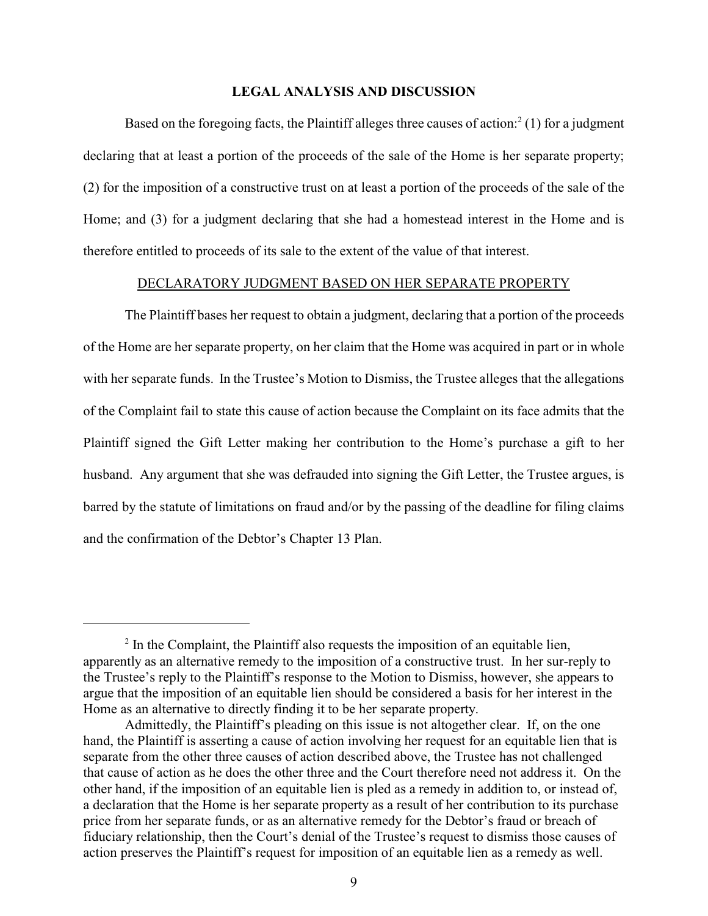## LEGAL ANALYSIS AND DISCUSSION

Based on the foregoing facts, the Plaintiff alleges three causes of action:[2] (1) for a judgment declaring that at least a portion of the proceeds of the sale of the Home is her separate property; (2) for the imposition of a constructive trust on at least a portion of the proceeds of the sale of the Home; and (3) for a judgment declaring that she had a homestead interest in the Home and is therefore entitled to proceeds of its sale to the extent of the value of that interest.

### DECLARATORY JUDGMENT BASED ON HER SEPARATE PROPERTY

The Plaintiff bases her request to obtain a judgment, declaring that a portion of the proceeds of the Home are her separate property, on her claim that the Home was acquired in part or in whole with her separate funds. In the Trustee's Motion to Dismiss, the Trustee alleges that the allegations of the Complaint fail to state this cause of action because the Complaint on its face admits that the Plaintiff signed the Gift Letter making her contribution to the Home's purchase a gift to her husband. Any argument that she was defrauded into signing the Gift Letter, the Trustee argues, is barred by the statute of limitations on fraud and/or by the passing of the deadline for filing claims and the confirmation of the Debtor's Chapter 13 Plan.

---

[2] In the Complaint, the Plaintiff also requests the imposition of an equitable lien, apparently as an alternative remedy to the imposition of a constructive trust. In her sur-reply to the Trustee's reply to the Plaintiff's response to the Motion to Dismiss, however, she appears to argue that the imposition of an equitable lien should be considered a basis for her interest in the Home as an alternative to directly finding it to be her separate property.

Admittedly, the Plaintiff's pleading on this issue is not altogether clear. If, on the one hand, the Plaintiff is asserting a cause of action involving her request for an equitable lien that is separate from the other three causes of action described above, the Trustee has not challenged that cause of action as he does the other three and the Court therefore need not address it. On the other hand, if the imposition of an equitable lien is pled as a remedy in addition to, or instead of, a declaration that the Home is her separate property as a result of her contribution to its purchase price from her separate funds, or as an alternative remedy for the Debtor's fraud or breach of fiduciary relationship, then the Court's denial of the Trustee's request to dismiss those causes of action preserves the Plaintiff's request for imposition of an equitable lien as a remedy as well.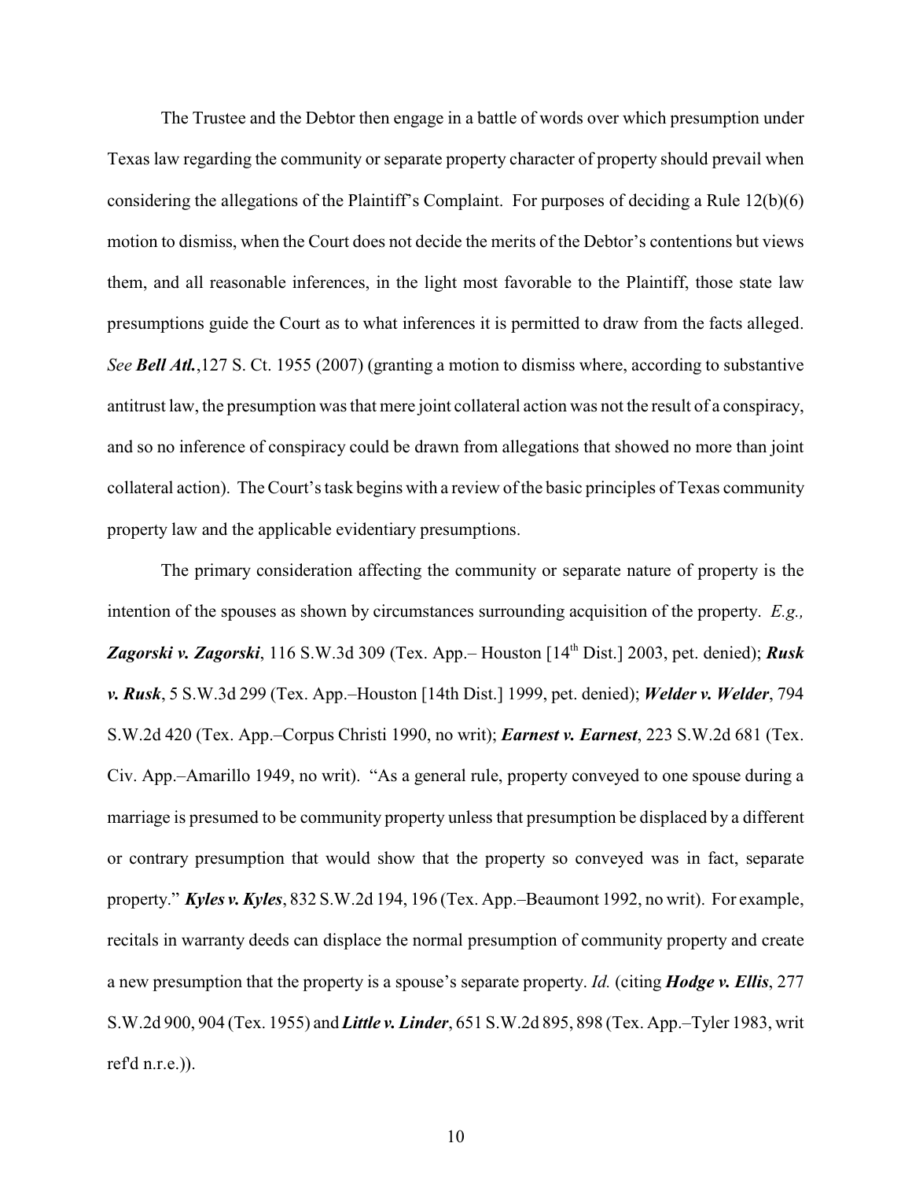The Trustee and the Debtor then engage in a battle of words over which presumption under Texas law regarding the community or separate property character of property should prevail when considering the allegations of the Plaintiff's Complaint. For purposes of deciding a Rule 12(b)(6) motion to dismiss, when the Court does not decide the merits of the Debtor's contentions but views them, and all reasonable inferences, in the light most favorable to the Plaintiff, those state law presumptions guide the Court as to what inferences it is permitted to draw from the facts alleged. *See* ***Bell Atl.***,127 S. Ct. 1955 (2007) (granting a motion to dismiss where, according to substantive antitrust law, the presumption was that mere joint collateral action was not the result of a conspiracy, and so no inference of conspiracy could be drawn from allegations that showed no more than joint collateral action). The Court's task begins with a review of the basic principles of Texas community property law and the applicable evidentiary presumptions.

The primary consideration affecting the community or separate nature of property is the intention of the spouses as shown by circumstances surrounding acquisition of the property. *E.g.,* ***Zagorski v. Zagorski***, 116 S.W.3d 309 (Tex. App.– Houston [14th Dist.] 2003, pet. denied); ***Rusk v. Rusk***, 5 S.W.3d 299 (Tex. App.–Houston [14th Dist.] 1999, pet. denied); ***Welder v. Welder***, 794 S.W.2d 420 (Tex. App.–Corpus Christi 1990, no writ); ***Earnest v. Earnest***, 223 S.W.2d 681 (Tex. Civ. App.–Amarillo 1949, no writ). "As a general rule, property conveyed to one spouse during a marriage is presumed to be community property unless that presumption be displaced by a different or contrary presumption that would show that the property so conveyed was in fact, separate property." ***Kyles v. Kyles***, 832 S.W.2d 194, 196 (Tex. App.–Beaumont 1992, no writ). For example, recitals in warranty deeds can displace the normal presumption of community property and create a new presumption that the property is a spouse's separate property. *Id.* (citing ***Hodge v. Ellis***, 277 S.W.2d 900, 904 (Tex. 1955) and ***Little v. Linder***, 651 S.W.2d 895, 898 (Tex. App.–Tyler 1983, writ ref'd n.r.e.)).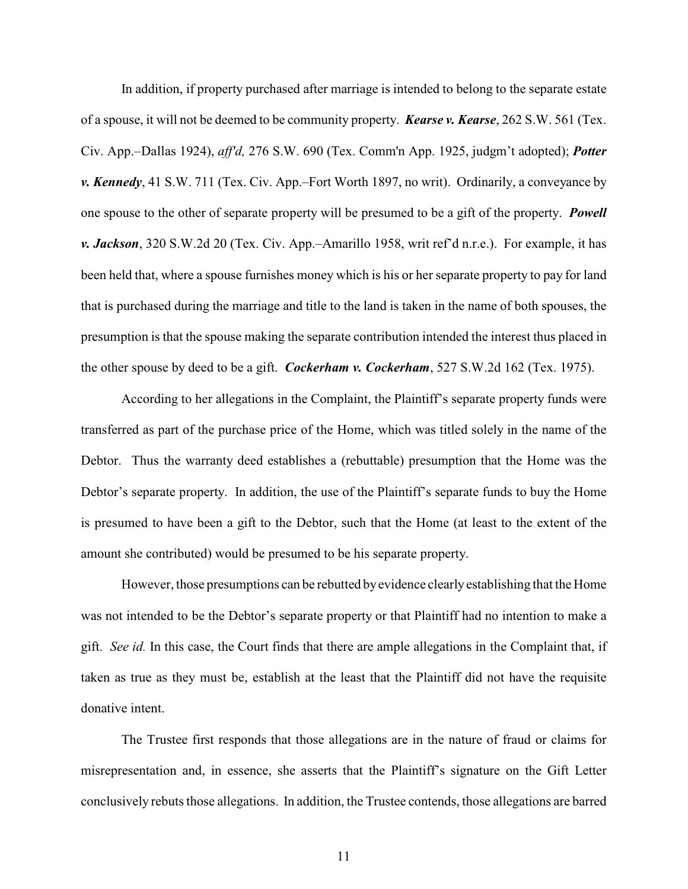In addition, if property purchased after marriage is intended to belong to the separate estate of a spouse, it will not be deemed to be community property. ***Kearse v. Kearse***, 262 S.W. 561 (Tex. Civ. App.–Dallas 1924), *aff'd,* 276 S.W. 690 (Tex. Comm'n App. 1925, judgm't adopted); ***Potter v. Kennedy***, 41 S.W. 711 (Tex. Civ. App.–Fort Worth 1897, no writ). Ordinarily, a conveyance by one spouse to the other of separate property will be presumed to be a gift of the property. ***Powell v. Jackson***, 320 S.W.2d 20 (Tex. Civ. App.–Amarillo 1958, writ ref'd n.r.e.). For example, it has been held that, where a spouse furnishes money which is his or her separate property to pay for land that is purchased during the marriage and title to the land is taken in the name of both spouses, the presumption is that the spouse making the separate contribution intended the interest thus placed in the other spouse by deed to be a gift. ***Cockerham v. Cockerham***, 527 S.W.2d 162 (Tex. 1975).

According to her allegations in the Complaint, the Plaintiff's separate property funds were transferred as part of the purchase price of the Home, which was titled solely in the name of the Debtor. Thus the warranty deed establishes a (rebuttable) presumption that the Home was the Debtor's separate property. In addition, the use of the Plaintiff's separate funds to buy the Home is presumed to have been a gift to the Debtor, such that the Home (at least to the extent of the amount she contributed) would be presumed to be his separate property.

However, those presumptions can be rebutted by evidence clearly establishing that the Home was not intended to be the Debtor's separate property or that Plaintiff had no intention to make a gift. *See id.* In this case, the Court finds that there are ample allegations in the Complaint that, if taken as true as they must be, establish at the least that the Plaintiff did not have the requisite donative intent.

The Trustee first responds that those allegations are in the nature of fraud or claims for misrepresentation and, in essence, she asserts that the Plaintiff's signature on the Gift Letter conclusively rebuts those allegations. In addition, the Trustee contends, those allegations are barred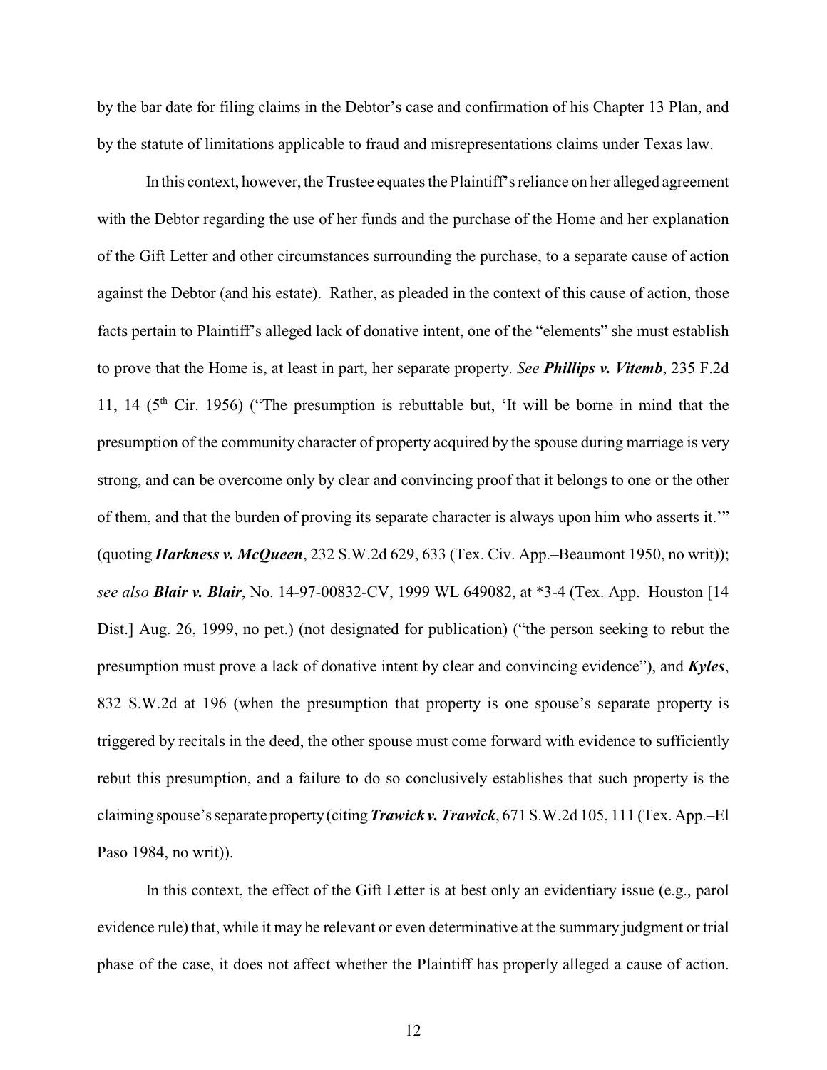by the bar date for filing claims in the Debtor's case and confirmation of his Chapter 13 Plan, and by the statute of limitations applicable to fraud and misrepresentations claims under Texas law.

In this context, however, the Trustee equates the Plaintiff's reliance on her alleged agreement with the Debtor regarding the use of her funds and the purchase of the Home and her explanation of the Gift Letter and other circumstances surrounding the purchase, to a separate cause of action against the Debtor (and his estate). Rather, as pleaded in the context of this cause of action, those facts pertain to Plaintiff's alleged lack of donative intent, one of the "elements" she must establish to prove that the Home is, at least in part, her separate property. *See* ***Phillips v. Vitemb***, 235 F.2d 11, 14 (5th Cir. 1956) ("The presumption is rebuttable but, 'It will be borne in mind that the presumption of the community character of property acquired by the spouse during marriage is very strong, and can be overcome only by clear and convincing proof that it belongs to one or the other of them, and that the burden of proving its separate character is always upon him who asserts it.'" (quoting ***Harkness v. McQueen***, 232 S.W.2d 629, 633 (Tex. Civ. App.–Beaumont 1950, no writ)); *see also* ***Blair v. Blair***, No. 14-97-00832-CV, 1999 WL 649082, at *3-4 (Tex. App.–Houston [14 Dist.] Aug. 26, 1999, no pet.) (not designated for publication) ("the person seeking to rebut the presumption must prove a lack of donative intent by clear and convincing evidence"), and ***Kyles***, 832 S.W.2d at 196 (when the presumption that property is one spouse's separate property is triggered by recitals in the deed, the other spouse must come forward with evidence to sufficiently rebut this presumption, and a failure to do so conclusively establishes that such property is the claiming spouse's separate property (citing ***Trawick v. Trawick***, 671 S.W.2d 105, 111 (Tex. App.–El Paso 1984, no writ)).

In this context, the effect of the Gift Letter is at best only an evidentiary issue (e.g., parol evidence rule) that, while it may be relevant or even determinative at the summary judgment or trial phase of the case, it does not affect whether the Plaintiff has properly alleged a cause of action.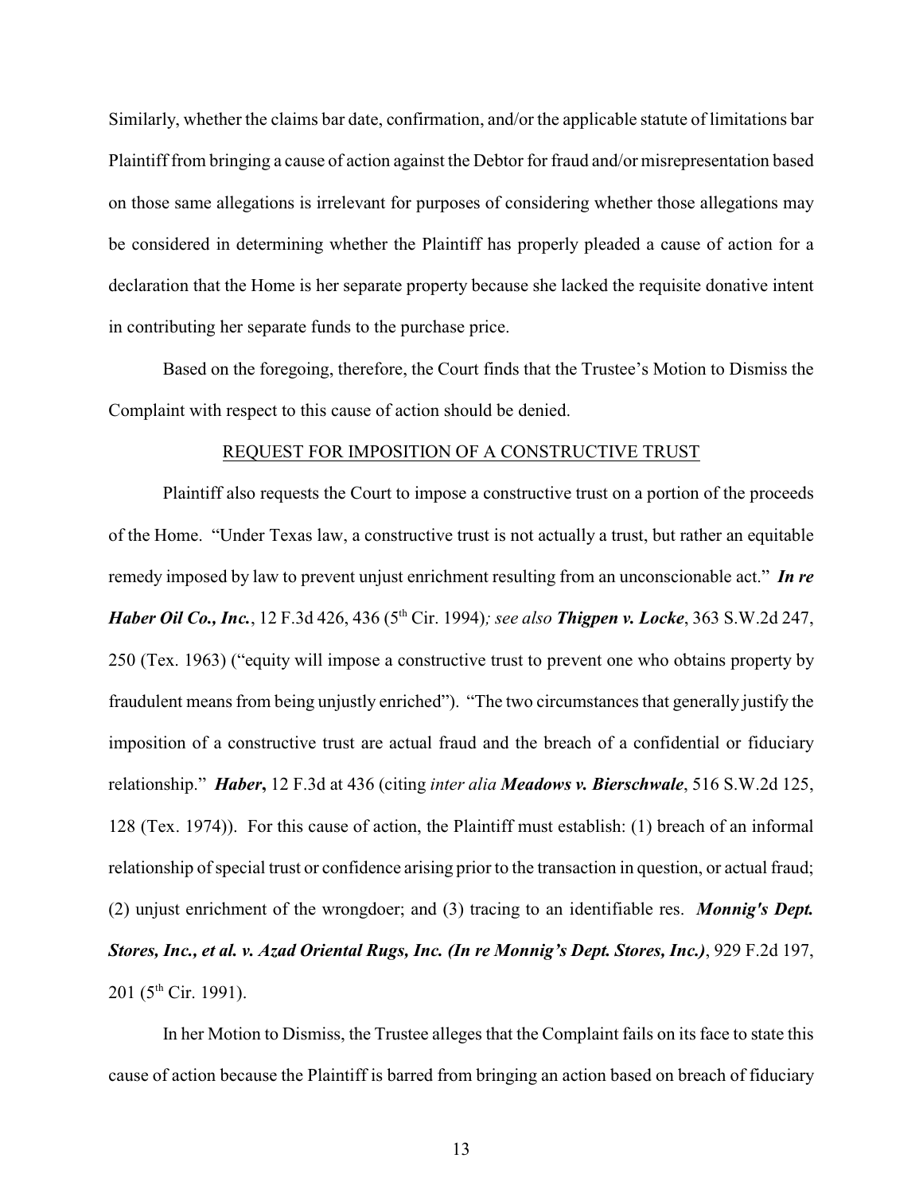Similarly, whether the claims bar date, confirmation, and/or the applicable statute of limitations bar Plaintiff from bringing a cause of action against the Debtor for fraud and/or misrepresentation based on those same allegations is irrelevant for purposes of considering whether those allegations may be considered in determining whether the Plaintiff has properly pleaded a cause of action for a declaration that the Home is her separate property because she lacked the requisite donative intent in contributing her separate funds to the purchase price.

Based on the foregoing, therefore, the Court finds that the Trustee's Motion to Dismiss the Complaint with respect to this cause of action should be denied.

REQUEST FOR IMPOSITION OF A CONSTRUCTIVE TRUST

Plaintiff also requests the Court to impose a constructive trust on a portion of the proceeds of the Home. "Under Texas law, a constructive trust is not actually a trust, but rather an equitable remedy imposed by law to prevent unjust enrichment resulting from an unconscionable act." ***In re Haber Oil Co., Inc.***, 12 F.3d 426, 436 (5th Cir. 1994)*; see also* ***Thigpen v. Locke***, 363 S.W.2d 247, 250 (Tex. 1963) ("equity will impose a constructive trust to prevent one who obtains property by fraudulent means from being unjustly enriched"). "The two circumstances that generally justify the imposition of a constructive trust are actual fraud and the breach of a confidential or fiduciary relationship." ***Haber*,** 12 F.3d at 436 (citing *inter alia* ***Meadows v. Bierschwale***, 516 S.W.2d 125, 128 (Tex. 1974)). For this cause of action, the Plaintiff must establish: (1) breach of an informal relationship of special trust or confidence arising prior to the transaction in question, or actual fraud; (2) unjust enrichment of the wrongdoer; and (3) tracing to an identifiable res. ***Monnig's Dept. Stores, Inc., et al. v. Azad Oriental Rugs, Inc. (In re Monnig's Dept. Stores, Inc.)***, 929 F.2d 197, 201 (5th Cir. 1991).

In her Motion to Dismiss, the Trustee alleges that the Complaint fails on its face to state this cause of action because the Plaintiff is barred from bringing an action based on breach of fiduciary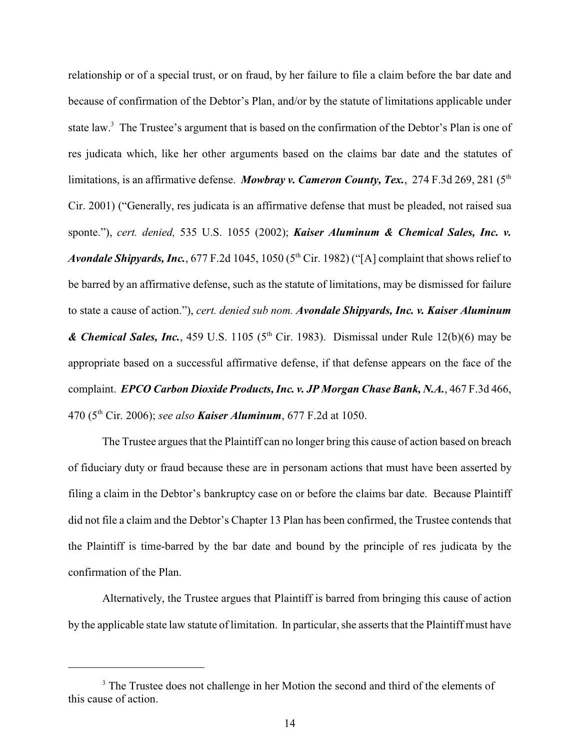relationship or of a special trust, or on fraud, by her failure to file a claim before the bar date and because of confirmation of the Debtor's Plan, and/or by the statute of limitations applicable under state law.[3] The Trustee's argument that is based on the confirmation of the Debtor's Plan is one of res judicata which, like her other arguments based on the claims bar date and the statutes of limitations, is an affirmative defense. ***Mowbray v. Cameron County, Tex.***, 274 F.3d 269, 281 (5th Cir. 2001) ("Generally, res judicata is an affirmative defense that must be pleaded, not raised sua sponte."), *cert. denied,* 535 U.S. 1055 (2002); ***Kaiser Aluminum & Chemical Sales, Inc. v. Avondale Shipyards, Inc.***, 677 F.2d 1045, 1050 (5th Cir. 1982) ("[A] complaint that shows relief to be barred by an affirmative defense, such as the statute of limitations, may be dismissed for failure to state a cause of action."), *cert. denied sub nom.* ***Avondale Shipyards, Inc. v. Kaiser Aluminum & Chemical Sales, Inc.***, 459 U.S. 1105 (5th Cir. 1983). Dismissal under Rule 12(b)(6) may be appropriate based on a successful affirmative defense, if that defense appears on the face of the complaint. ***EPCO Carbon Dioxide Products, Inc. v. JP Morgan Chase Bank, N.A.***, 467 F.3d 466, 470 (5th Cir. 2006); *see also* ***Kaiser Aluminum***, 677 F.2d at 1050.

The Trustee argues that the Plaintiff can no longer bring this cause of action based on breach of fiduciary duty or fraud because these are in personam actions that must have been asserted by filing a claim in the Debtor's bankruptcy case on or before the claims bar date. Because Plaintiff did not file a claim and the Debtor's Chapter 13 Plan has been confirmed, the Trustee contends that the Plaintiff is time-barred by the bar date and bound by the principle of res judicata by the confirmation of the Plan.

Alternatively, the Trustee argues that Plaintiff is barred from bringing this cause of action by the applicable state law statute of limitation. In particular, she asserts that the Plaintiff must have

---

[3] The Trustee does not challenge in her Motion the second and third of the elements of this cause of action.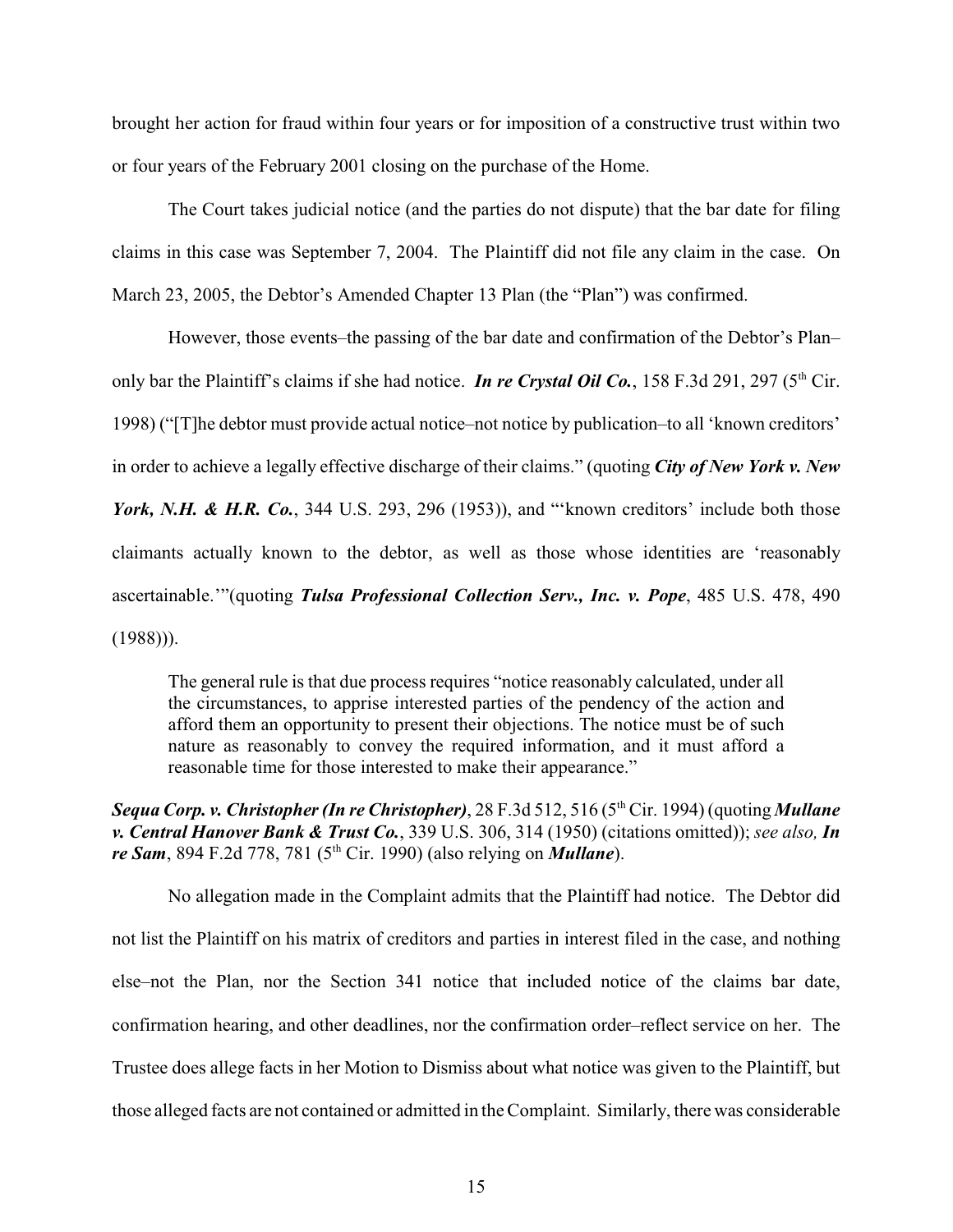brought her action for fraud within four years or for imposition of a constructive trust within two or four years of the February 2001 closing on the purchase of the Home.

The Court takes judicial notice (and the parties do not dispute) that the bar date for filing claims in this case was September 7, 2004. The Plaintiff did not file any claim in the case. On March 23, 2005, the Debtor's Amended Chapter 13 Plan (the "Plan") was confirmed.

However, those events–the passing of the bar date and confirmation of the Debtor's Plan– only bar the Plaintiff's claims if she had notice. ***In re Crystal Oil Co.***, 158 F.3d 291, 297 (5th Cir. 1998) ("[T]he debtor must provide actual notice–not notice by publication–to all 'known creditors' in order to achieve a legally effective discharge of their claims." (quoting ***City of New York v. New York, N.H. & H.R. Co.***, 344 U.S. 293, 296 (1953)), and "'known creditors' include both those claimants actually known to the debtor, as well as those whose identities are 'reasonably ascertainable.'"(quoting ***Tulsa Professional Collection Serv., Inc. v. Pope***, 485 U.S. 478, 490 (1988))).

> The general rule is that due process requires "notice reasonably calculated, under all the circumstances, to apprise interested parties of the pendency of the action and afford them an opportunity to present their objections. The notice must be of such nature as reasonably to convey the required information, and it must afford a reasonable time for those interested to make their appearance."

***Sequa Corp. v. Christopher (In re Christopher)***, 28 F.3d 512, 516 (5th Cir. 1994) (quoting ***Mullane v. Central Hanover Bank & Trust Co.***, 339 U.S. 306, 314 (1950) (citations omitted)); *see also,* ***In re Sam***, 894 F.2d 778, 781 (5th Cir. 1990) (also relying on ***Mullane***).

No allegation made in the Complaint admits that the Plaintiff had notice. The Debtor did not list the Plaintiff on his matrix of creditors and parties in interest filed in the case, and nothing else–not the Plan, nor the Section 341 notice that included notice of the claims bar date, confirmation hearing, and other deadlines, nor the confirmation order–reflect service on her. The Trustee does allege facts in her Motion to Dismiss about what notice was given to the Plaintiff, but those alleged facts are not contained or admitted in the Complaint. Similarly, there was considerable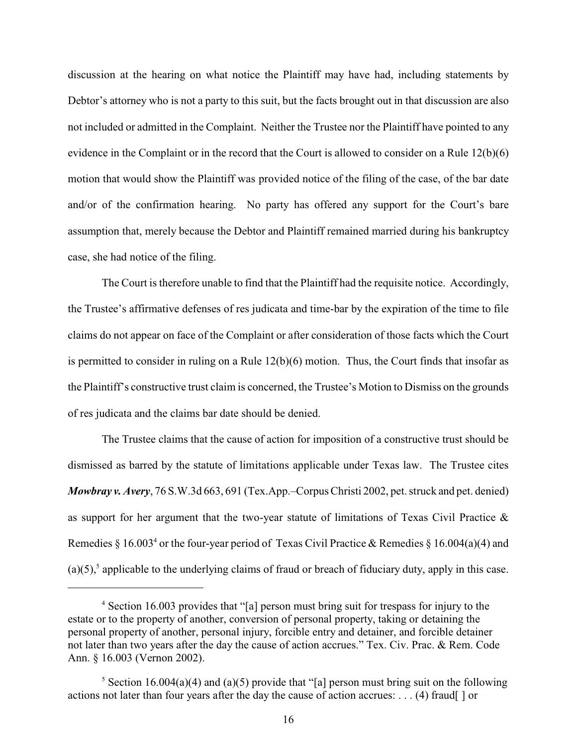discussion at the hearing on what notice the Plaintiff may have had, including statements by Debtor's attorney who is not a party to this suit, but the facts brought out in that discussion are also not included or admitted in the Complaint. Neither the Trustee nor the Plaintiff have pointed to any evidence in the Complaint or in the record that the Court is allowed to consider on a Rule 12(b)(6) motion that would show the Plaintiff was provided notice of the filing of the case, of the bar date and/or of the confirmation hearing. No party has offered any support for the Court's bare assumption that, merely because the Debtor and Plaintiff remained married during his bankruptcy case, she had notice of the filing.

The Court is therefore unable to find that the Plaintiff had the requisite notice. Accordingly, the Trustee's affirmative defenses of res judicata and time-bar by the expiration of the time to file claims do not appear on face of the Complaint or after consideration of those facts which the Court is permitted to consider in ruling on a Rule 12(b)(6) motion. Thus, the Court finds that insofar as the Plaintiff's constructive trust claim is concerned, the Trustee's Motion to Dismiss on the grounds of res judicata and the claims bar date should be denied.

The Trustee claims that the cause of action for imposition of a constructive trust should be dismissed as barred by the statute of limitations applicable under Texas law. The Trustee cites ***Mowbray v. Avery***, 76 S.W.3d 663, 691 (Tex.App.–Corpus Christi 2002, pet. struck and pet. denied) as support for her argument that the two-year statute of limitations of Texas Civil Practice & Remedies § 16.003[4] or the four-year period of Texas Civil Practice & Remedies § 16.004(a)(4) and (a)(5),[5] applicable to the underlying claims of fraud or breach of fiduciary duty, apply in this case.

---

[4] Section 16.003 provides that "[a] person must bring suit for trespass for injury to the estate or to the property of another, conversion of personal property, taking or detaining the personal property of another, personal injury, forcible entry and detainer, and forcible detainer not later than two years after the day the cause of action accrues." Tex. Civ. Prac. & Rem. Code Ann. § 16.003 (Vernon 2002).

[5] Section 16.004(a)(4) and (a)(5) provide that "[a] person must bring suit on the following actions not later than four years after the day the cause of action accrues: . . . (4) fraud[ ] or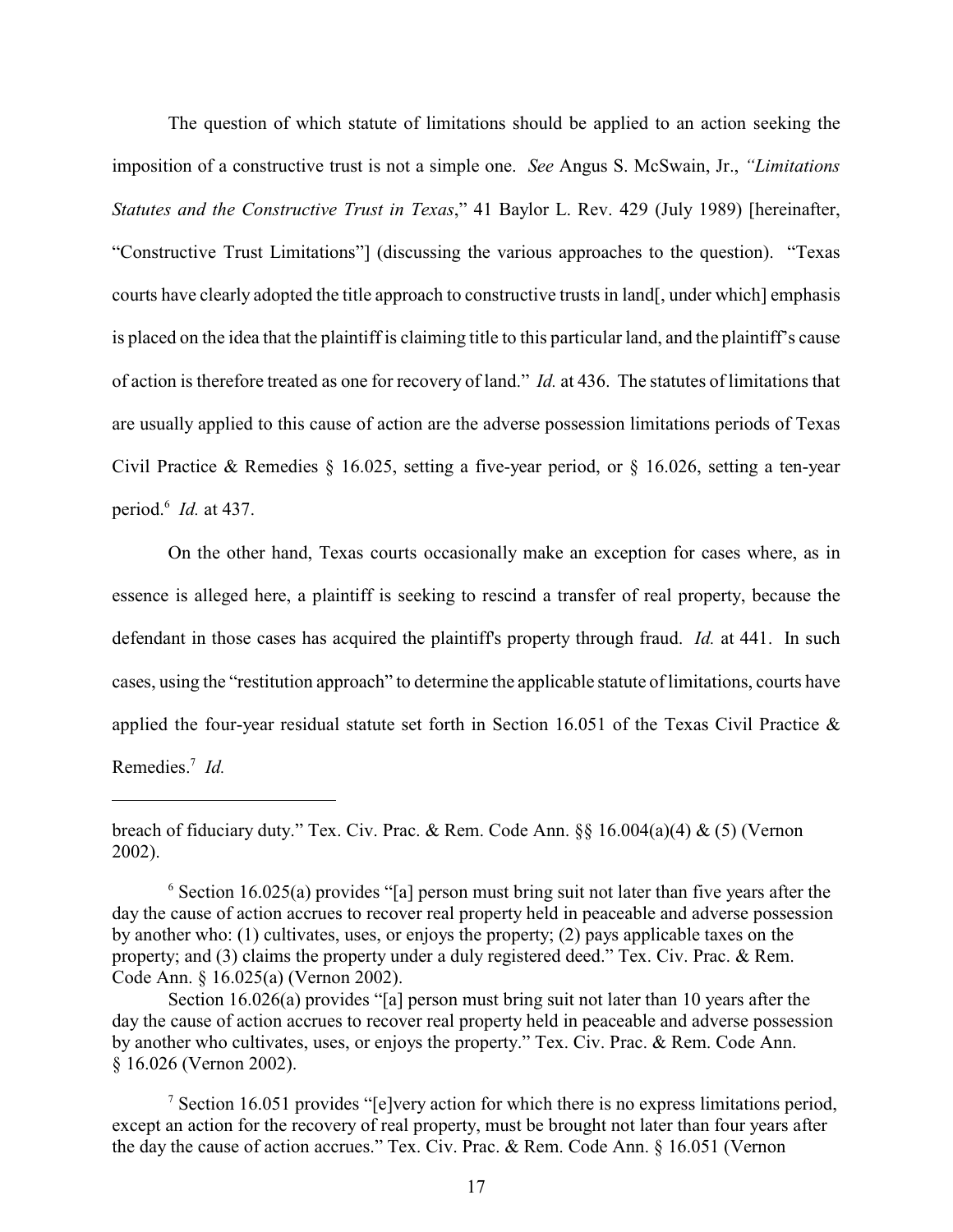The question of which statute of limitations should be applied to an action seeking the imposition of a constructive trust is not a simple one. *See* Angus S. McSwain, Jr., *"Limitations Statutes and the Constructive Trust in Texas*," 41 Baylor L. Rev. 429 (July 1989) [hereinafter, "Constructive Trust Limitations"] (discussing the various approaches to the question). "Texas courts have clearly adopted the title approach to constructive trusts in land[, under which] emphasis is placed on the idea that the plaintiff is claiming title to this particular land, and the plaintiff's cause of action is therefore treated as one for recovery of land." *Id.* at 436. The statutes of limitations that are usually applied to this cause of action are the adverse possession limitations periods of Texas Civil Practice & Remedies § 16.025, setting a five-year period, or § 16.026, setting a ten-year period.[6] *Id.* at 437.

On the other hand, Texas courts occasionally make an exception for cases where, as in essence is alleged here, a plaintiff is seeking to rescind a transfer of real property, because the defendant in those cases has acquired the plaintiff's property through fraud. *Id.* at 441. In such cases, using the "restitution approach" to determine the applicable statute of limitations, courts have applied the four-year residual statute set forth in Section 16.051 of the Texas Civil Practice & Remedies.[7] *Id.*

---

breach of fiduciary duty." Tex. Civ. Prac. & Rem. Code Ann. §§ 16.004(a)(4) & (5) (Vernon 2002).

[6] Section 16.025(a) provides "[a] person must bring suit not later than five years after the day the cause of action accrues to recover real property held in peaceable and adverse possession by another who: (1) cultivates, uses, or enjoys the property; (2) pays applicable taxes on the property; and (3) claims the property under a duly registered deed." Tex. Civ. Prac. & Rem. Code Ann. § 16.025(a) (Vernon 2002).

Section 16.026(a) provides "[a] person must bring suit not later than 10 years after the day the cause of action accrues to recover real property held in peaceable and adverse possession by another who cultivates, uses, or enjoys the property." Tex. Civ. Prac. & Rem. Code Ann. § 16.026 (Vernon 2002).

[7] Section 16.051 provides "[e]very action for which there is no express limitations period, except an action for the recovery of real property, must be brought not later than four years after the day the cause of action accrues." Tex. Civ. Prac. & Rem. Code Ann. § 16.051 (Vernon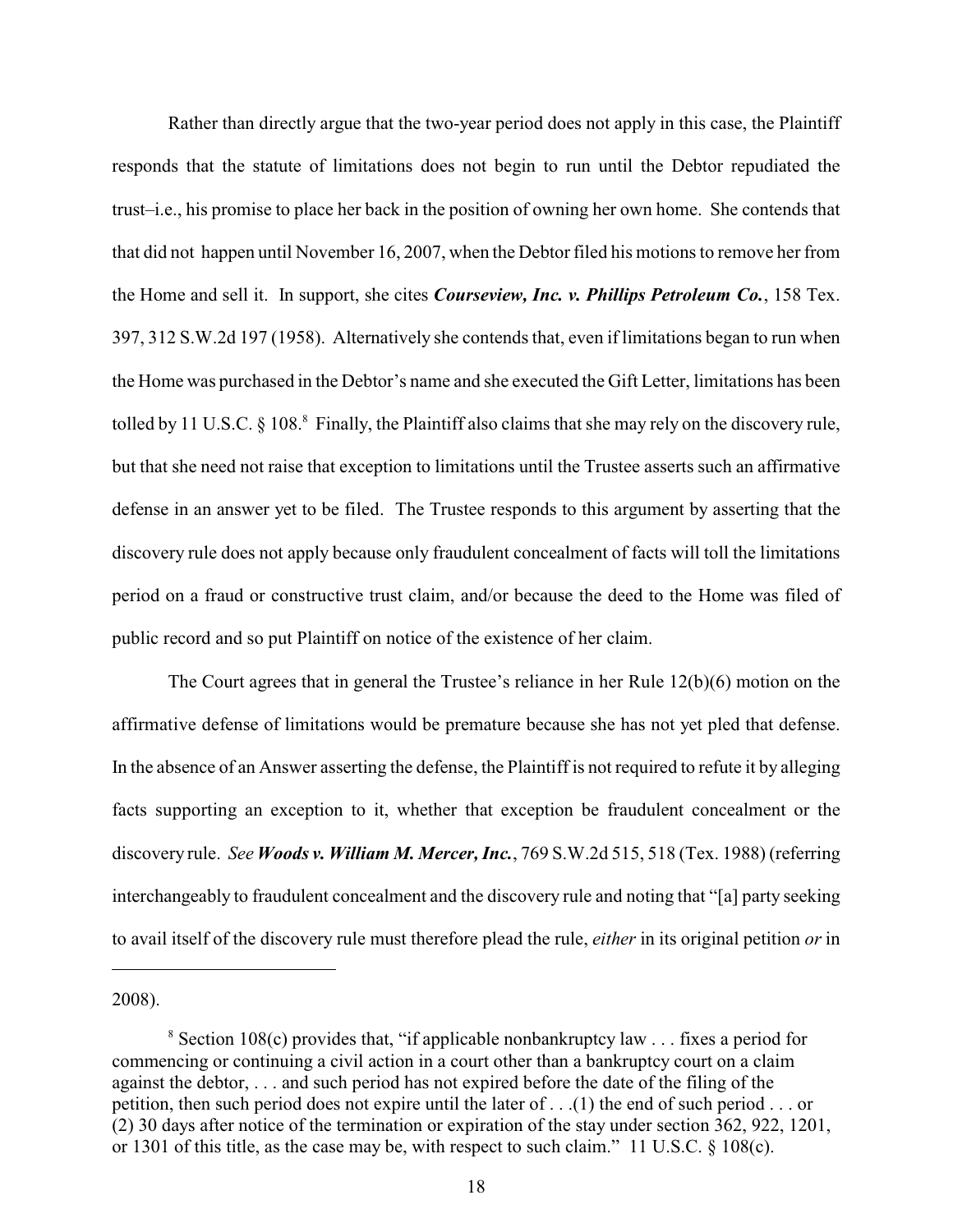Rather than directly argue that the two-year period does not apply in this case, the Plaintiff responds that the statute of limitations does not begin to run until the Debtor repudiated the trust–i.e., his promise to place her back in the position of owning her own home. She contends that that did not happen until November 16, 2007, when the Debtor filed his motions to remove her from the Home and sell it. In support, she cites ***Courseview, Inc. v. Phillips Petroleum Co.***, 158 Tex. 397, 312 S.W.2d 197 (1958). Alternatively she contends that, even if limitations began to run when the Home was purchased in the Debtor's name and she executed the Gift Letter, limitations has been tolled by 11 U.S.C. § 108.[8] Finally, the Plaintiff also claims that she may rely on the discovery rule, but that she need not raise that exception to limitations until the Trustee asserts such an affirmative defense in an answer yet to be filed. The Trustee responds to this argument by asserting that the discovery rule does not apply because only fraudulent concealment of facts will toll the limitations period on a fraud or constructive trust claim, and/or because the deed to the Home was filed of public record and so put Plaintiff on notice of the existence of her claim.

The Court agrees that in general the Trustee's reliance in her Rule 12(b)(6) motion on the affirmative defense of limitations would be premature because she has not yet pled that defense. In the absence of an Answer asserting the defense, the Plaintiff is not required to refute it by alleging facts supporting an exception to it, whether that exception be fraudulent concealment or the discovery rule. *See* ***Woods v. William M. Mercer, Inc.***, 769 S.W.2d 515, 518 (Tex. 1988) (referring interchangeably to fraudulent concealment and the discovery rule and noting that "[a] party seeking to avail itself of the discovery rule must therefore plead the rule, *either* in its original petition *or* in

---

2008).

[8] Section 108(c) provides that, "if applicable nonbankruptcy law . . . fixes a period for commencing or continuing a civil action in a court other than a bankruptcy court on a claim against the debtor, . . . and such period has not expired before the date of the filing of the petition, then such period does not expire until the later of . . .(1) the end of such period . . . or (2) 30 days after notice of the termination or expiration of the stay under section 362, 922, 1201, or 1301 of this title, as the case may be, with respect to such claim." 11 U.S.C. § 108(c).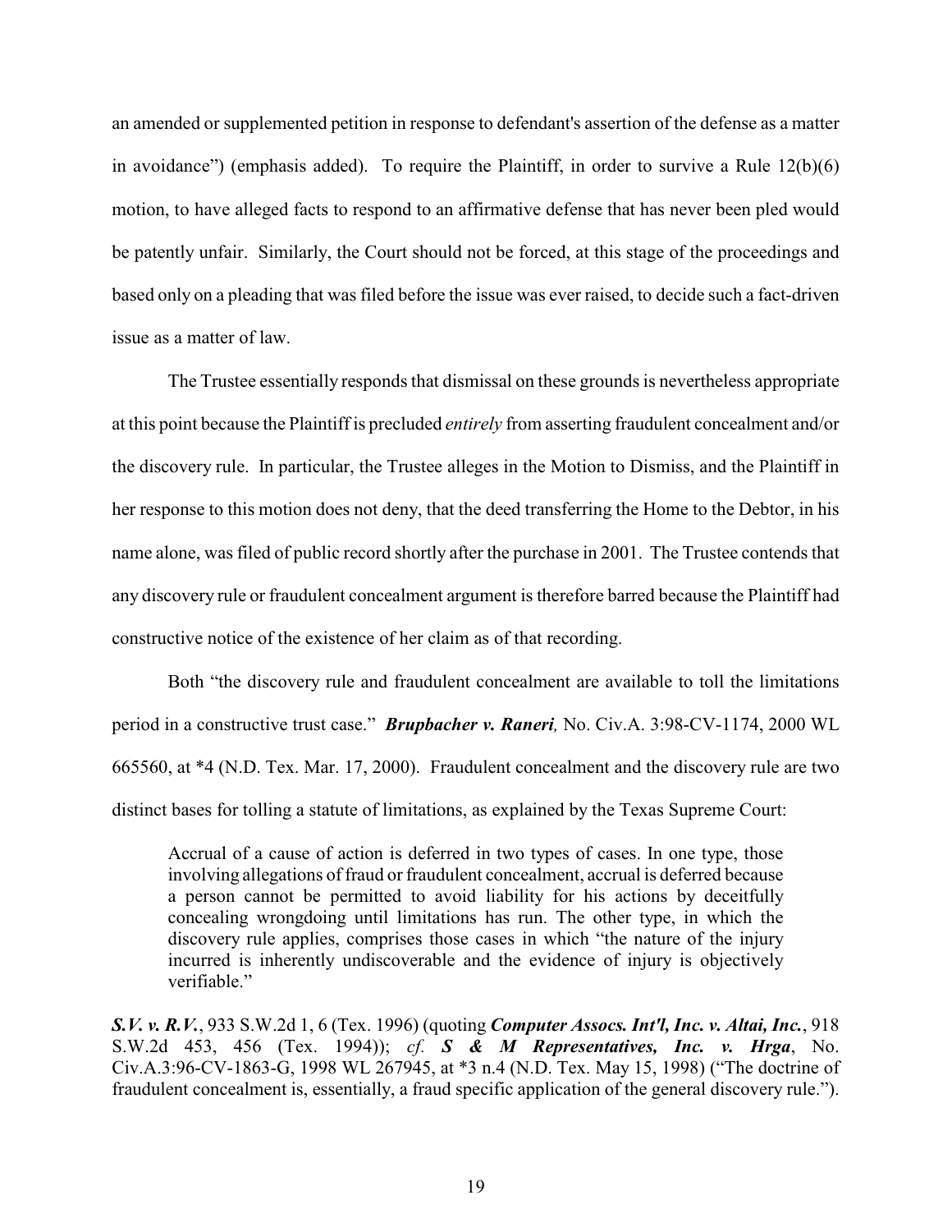an amended or supplemented petition in response to defendant's assertion of the defense as a matter in avoidance") (emphasis added). To require the Plaintiff, in order to survive a Rule 12(b)(6) motion, to have alleged facts to respond to an affirmative defense that has never been pled would be patently unfair. Similarly, the Court should not be forced, at this stage of the proceedings and based only on a pleading that was filed before the issue was ever raised, to decide such a fact-driven issue as a matter of law.

The Trustee essentially responds that dismissal on these grounds is nevertheless appropriate at this point because the Plaintiff is precluded *entirely* from asserting fraudulent concealment and/or the discovery rule. In particular, the Trustee alleges in the Motion to Dismiss, and the Plaintiff in her response to this motion does not deny, that the deed transferring the Home to the Debtor, in his name alone, was filed of public record shortly after the purchase in 2001. The Trustee contends that any discovery rule or fraudulent concealment argument is therefore barred because the Plaintiff had constructive notice of the existence of her claim as of that recording.

Both "the discovery rule and fraudulent concealment are available to toll the limitations period in a constructive trust case." ***Brupbacher v. Raneri,*** No. Civ.A. 3:98-CV-1174, 2000 WL 665560, at *4 (N.D. Tex. Mar. 17, 2000). Fraudulent concealment and the discovery rule are two distinct bases for tolling a statute of limitations, as explained by the Texas Supreme Court:

> Accrual of a cause of action is deferred in two types of cases. In one type, those involving allegations of fraud or fraudulent concealment, accrual is deferred because a person cannot be permitted to avoid liability for his actions by deceitfully concealing wrongdoing until limitations has run. The other type, in which the discovery rule applies, comprises those cases in which "the nature of the injury incurred is inherently undiscoverable and the evidence of injury is objectively verifiable."

***S.V. v. R.V.***, 933 S.W.2d 1, 6 (Tex. 1996) (quoting ***Computer Assocs. Int'l, Inc. v. Altai, Inc.***, 918 S.W.2d 453, 456 (Tex. 1994)); *cf.* ***S & M Representatives, Inc. v. Hrga***, No. Civ.A.3:96-CV-1863-G, 1998 WL 267945, at *3 n.4 (N.D. Tex. May 15, 1998) ("The doctrine of fraudulent concealment is, essentially, a fraud specific application of the general discovery rule.").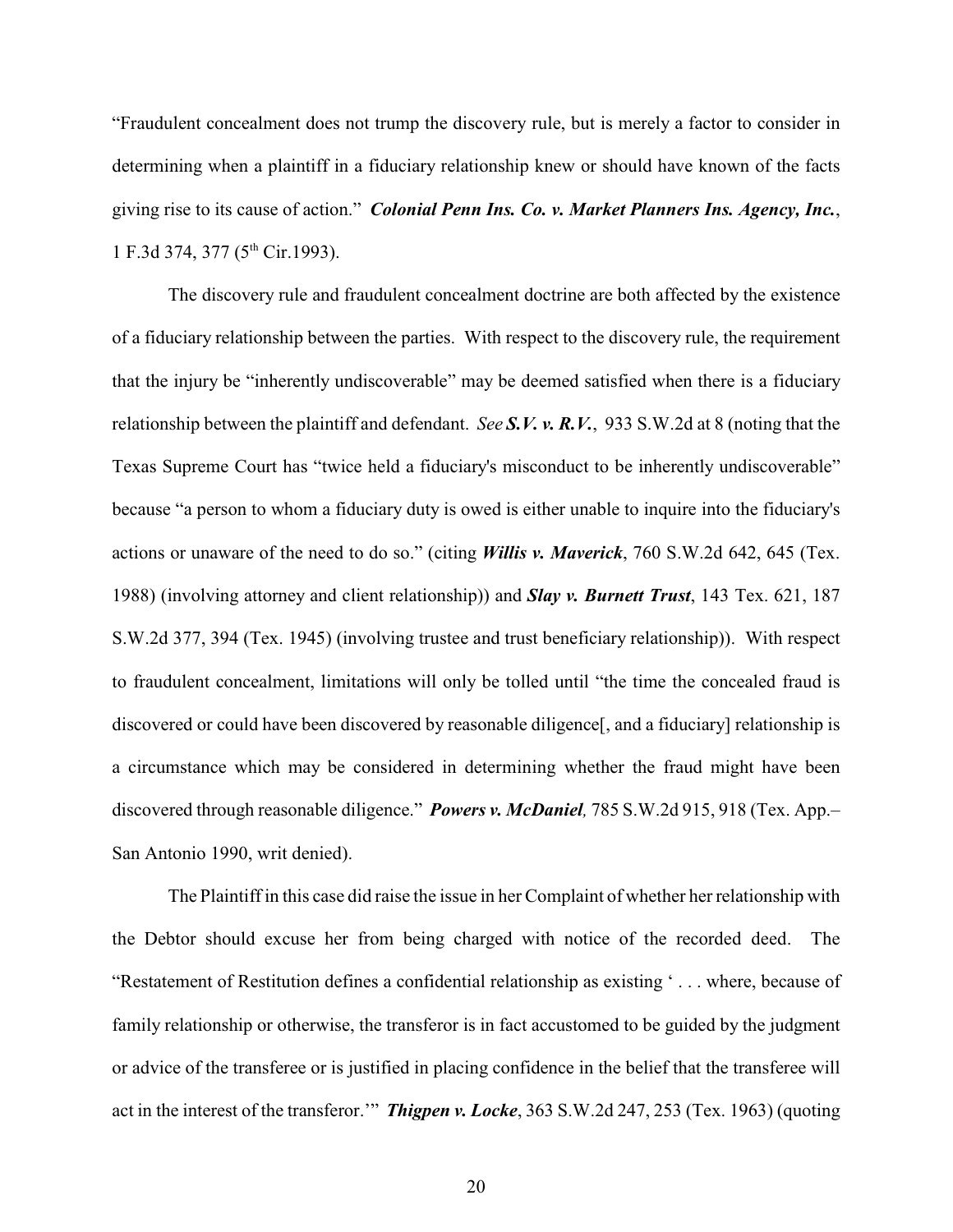"Fraudulent concealment does not trump the discovery rule, but is merely a factor to consider in determining when a plaintiff in a fiduciary relationship knew or should have known of the facts giving rise to its cause of action." ***Colonial Penn Ins. Co. v. Market Planners Ins. Agency, Inc.***, 1 F.3d 374, 377 (5th Cir.1993).

The discovery rule and fraudulent concealment doctrine are both affected by the existence of a fiduciary relationship between the parties. With respect to the discovery rule, the requirement that the injury be "inherently undiscoverable" may be deemed satisfied when there is a fiduciary relationship between the plaintiff and defendant. *See* ***S.V. v. R.V.***, 933 S.W.2d at 8 (noting that the Texas Supreme Court has "twice held a fiduciary's misconduct to be inherently undiscoverable" because "a person to whom a fiduciary duty is owed is either unable to inquire into the fiduciary's actions or unaware of the need to do so." (citing ***Willis v. Maverick***, 760 S.W.2d 642, 645 (Tex. 1988) (involving attorney and client relationship)) and ***Slay v. Burnett Trust***, 143 Tex. 621, 187 S.W.2d 377, 394 (Tex. 1945) (involving trustee and trust beneficiary relationship)). With respect to fraudulent concealment, limitations will only be tolled until "the time the concealed fraud is discovered or could have been discovered by reasonable diligence[, and a fiduciary] relationship is a circumstance which may be considered in determining whether the fraud might have been discovered through reasonable diligence." ***Powers v. McDaniel,*** 785 S.W.2d 915, 918 (Tex. App.– San Antonio 1990, writ denied).

The Plaintiff in this case did raise the issue in her Complaint of whether her relationship with the Debtor should excuse her from being charged with notice of the recorded deed. The "Restatement of Restitution defines a confidential relationship as existing ' . . . where, because of family relationship or otherwise, the transferor is in fact accustomed to be guided by the judgment or advice of the transferee or is justified in placing confidence in the belief that the transferee will act in the interest of the transferor.'" ***Thigpen v. Locke***, 363 S.W.2d 247, 253 (Tex. 1963) (quoting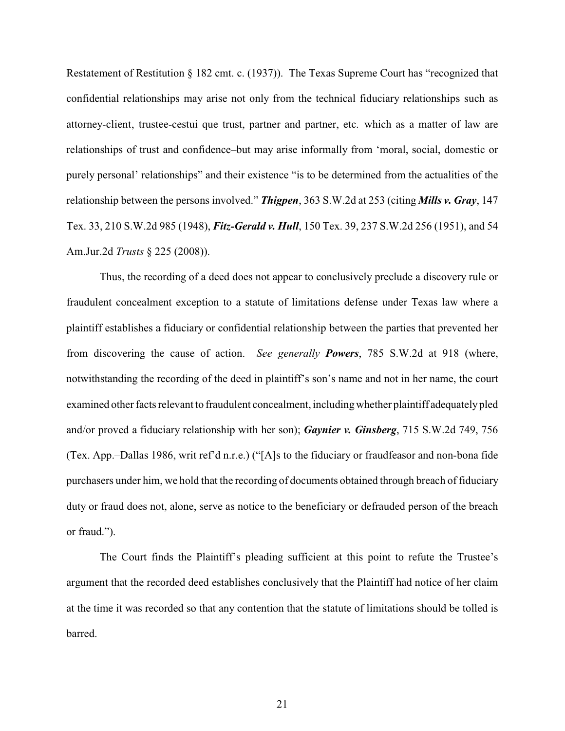Restatement of Restitution § 182 cmt. c. (1937)). The Texas Supreme Court has "recognized that confidential relationships may arise not only from the technical fiduciary relationships such as attorney-client, trustee-cestui que trust, partner and partner, etc.–which as a matter of law are relationships of trust and confidence–but may arise informally from 'moral, social, domestic or purely personal' relationships" and their existence "is to be determined from the actualities of the relationship between the persons involved." ***Thigpen***, 363 S.W.2d at 253 (citing ***Mills v. Gray***, 147 Tex. 33, 210 S.W.2d 985 (1948), ***Fitz-Gerald v. Hull***, 150 Tex. 39, 237 S.W.2d 256 (1951), and 54 Am.Jur.2d *Trusts* § 225 (2008)).

Thus, the recording of a deed does not appear to conclusively preclude a discovery rule or fraudulent concealment exception to a statute of limitations defense under Texas law where a plaintiff establishes a fiduciary or confidential relationship between the parties that prevented her from discovering the cause of action. *See generally* ***Powers***, 785 S.W.2d at 918 (where, notwithstanding the recording of the deed in plaintiff's son's name and not in her name, the court examined other facts relevant to fraudulent concealment, including whether plaintiff adequately pled and/or proved a fiduciary relationship with her son); ***Gaynier v. Ginsberg***, 715 S.W.2d 749, 756 (Tex. App.–Dallas 1986, writ ref'd n.r.e.) ("[A]s to the fiduciary or fraudfeasor and non-bona fide purchasers under him, we hold that the recording of documents obtained through breach of fiduciary duty or fraud does not, alone, serve as notice to the beneficiary or defrauded person of the breach or fraud.").

The Court finds the Plaintiff's pleading sufficient at this point to refute the Trustee's argument that the recorded deed establishes conclusively that the Plaintiff had notice of her claim at the time it was recorded so that any contention that the statute of limitations should be tolled is barred.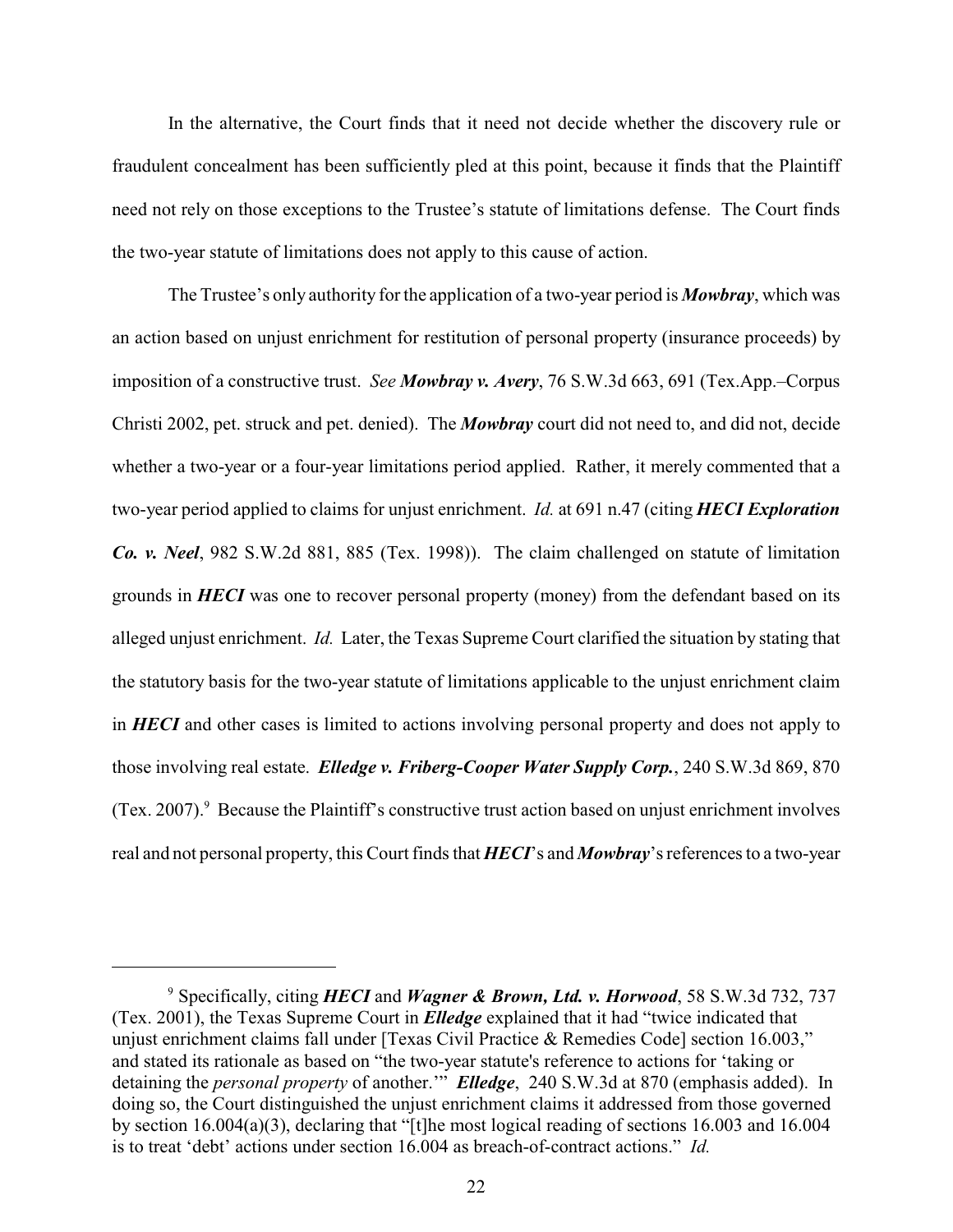In the alternative, the Court finds that it need not decide whether the discovery rule or fraudulent concealment has been sufficiently pled at this point, because it finds that the Plaintiff need not rely on those exceptions to the Trustee's statute of limitations defense. The Court finds the two-year statute of limitations does not apply to this cause of action.

The Trustee's only authority for the application of a two-year period is ***Mowbray***, which was an action based on unjust enrichment for restitution of personal property (insurance proceeds) by imposition of a constructive trust. *See* ***Mowbray v. Avery***, 76 S.W.3d 663, 691 (Tex.App.–Corpus Christi 2002, pet. struck and pet. denied). The ***Mowbray*** court did not need to, and did not, decide whether a two-year or a four-year limitations period applied. Rather, it merely commented that a two-year period applied to claims for unjust enrichment. *Id.* at 691 n.47 (citing ***HECI Exploration Co. v. Neel***, 982 S.W.2d 881, 885 (Tex. 1998)). The claim challenged on statute of limitation grounds in ***HECI*** was one to recover personal property (money) from the defendant based on its alleged unjust enrichment. *Id.* Later, the Texas Supreme Court clarified the situation by stating that the statutory basis for the two-year statute of limitations applicable to the unjust enrichment claim in ***HECI*** and other cases is limited to actions involving personal property and does not apply to those involving real estate. ***Elledge v. Friberg-Cooper Water Supply Corp.***, 240 S.W.3d 869, 870 (Tex. 2007).[9] Because the Plaintiff's constructive trust action based on unjust enrichment involves real and not personal property, this Court finds that ***HECI***'s and ***Mowbray***'s references to a two-year

---

[9] Specifically, citing ***HECI*** and ***Wagner & Brown, Ltd. v. Horwood***, 58 S.W.3d 732, 737 (Tex. 2001), the Texas Supreme Court in ***Elledge*** explained that it had "twice indicated that unjust enrichment claims fall under [Texas Civil Practice & Remedies Code] section 16.003," and stated its rationale as based on "the two-year statute's reference to actions for 'taking or detaining the *personal property* of another.'" ***Elledge***, 240 S.W.3d at 870 (emphasis added). In doing so, the Court distinguished the unjust enrichment claims it addressed from those governed by section 16.004(a)(3), declaring that "[t]he most logical reading of sections 16.003 and 16.004 is to treat 'debt' actions under section 16.004 as breach-of-contract actions." *Id.*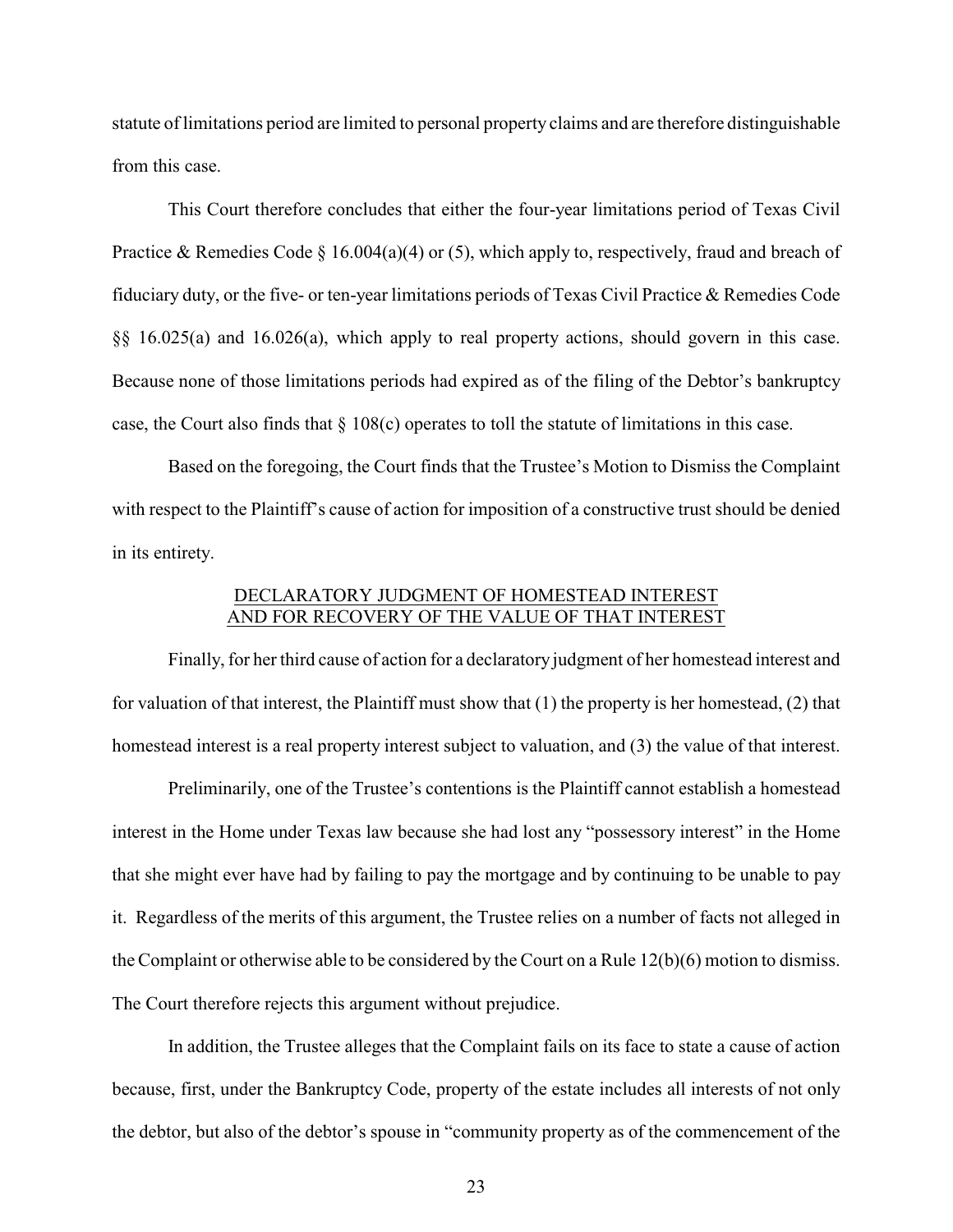statute of limitations period are limited to personal property claims and are therefore distinguishable from this case.

This Court therefore concludes that either the four-year limitations period of Texas Civil Practice & Remedies Code § 16.004(a)(4) or (5), which apply to, respectively, fraud and breach of fiduciary duty, or the five- or ten-year limitations periods of Texas Civil Practice & Remedies Code §§ 16.025(a) and 16.026(a), which apply to real property actions, should govern in this case. Because none of those limitations periods had expired as of the filing of the Debtor's bankruptcy case, the Court also finds that § 108(c) operates to toll the statute of limitations in this case.

Based on the foregoing, the Court finds that the Trustee's Motion to Dismiss the Complaint with respect to the Plaintiff's cause of action for imposition of a constructive trust should be denied in its entirety.

## DECLARATORY JUDGMENT OF HOMESTEAD INTEREST AND FOR RECOVERY OF THE VALUE OF THAT INTEREST

Finally, for her third cause of action for a declaratory judgment of her homestead interest and for valuation of that interest, the Plaintiff must show that (1) the property is her homestead, (2) that homestead interest is a real property interest subject to valuation, and (3) the value of that interest.

Preliminarily, one of the Trustee's contentions is the Plaintiff cannot establish a homestead interest in the Home under Texas law because she had lost any "possessory interest" in the Home that she might ever have had by failing to pay the mortgage and by continuing to be unable to pay it. Regardless of the merits of this argument, the Trustee relies on a number of facts not alleged in the Complaint or otherwise able to be considered by the Court on a Rule 12(b)(6) motion to dismiss. The Court therefore rejects this argument without prejudice.

In addition, the Trustee alleges that the Complaint fails on its face to state a cause of action because, first, under the Bankruptcy Code, property of the estate includes all interests of not only the debtor, but also of the debtor's spouse in "community property as of the commencement of the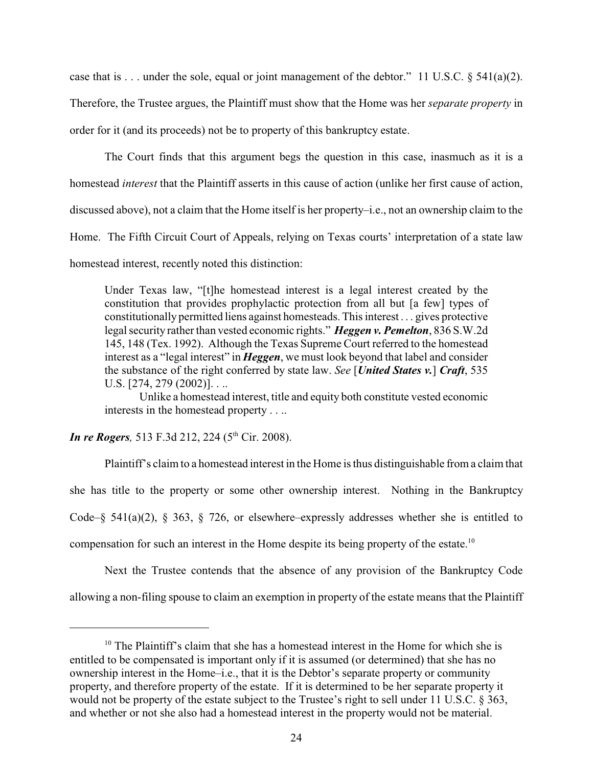case that is . . . under the sole, equal or joint management of the debtor." 11 U.S.C. § 541(a)(2). Therefore, the Trustee argues, the Plaintiff must show that the Home was her *separate property* in order for it (and its proceeds) not be to property of this bankruptcy estate.

The Court finds that this argument begs the question in this case, inasmuch as it is a homestead *interest* that the Plaintiff asserts in this cause of action (unlike her first cause of action, discussed above), not a claim that the Home itself is her property–i.e., not an ownership claim to the Home. The Fifth Circuit Court of Appeals, relying on Texas courts' interpretation of a state law homestead interest, recently noted this distinction:

> Under Texas law, "[t]he homestead interest is a legal interest created by the constitution that provides prophylactic protection from all but [a few] types of constitutionally permitted liens against homesteads. This interest . . . gives protective legal security rather than vested economic rights." ***Heggen v. Pemelton***, 836 S.W.2d 145, 148 (Tex. 1992). Although the Texas Supreme Court referred to the homestead interest as a "legal interest" in ***Heggen***, we must look beyond that label and consider the substance of the right conferred by state law. *See* [***United States v.***] ***Craft***, 535 U.S. [274, 279 (2002)]. . ..
>
> Unlike a homestead interest, title and equity both constitute vested economic interests in the homestead property . . ..

***In re Rogers,*** 513 F.3d 212, 224 (5th Cir. 2008).

Plaintiff's claim to a homestead interest in the Home is thus distinguishable from a claim that she has title to the property or some other ownership interest. Nothing in the Bankruptcy Code–§ 541(a)(2), § 363, § 726, or elsewhere–expressly addresses whether she is entitled to compensation for such an interest in the Home despite its being property of the estate.[10]

Next the Trustee contends that the absence of any provision of the Bankruptcy Code allowing a non-filing spouse to claim an exemption in property of the estate means that the Plaintiff

---

[10] The Plaintiff's claim that she has a homestead interest in the Home for which she is entitled to be compensated is important only if it is assumed (or determined) that she has no ownership interest in the Home–i.e., that it is the Debtor's separate property or community property, and therefore property of the estate. If it is determined to be her separate property it would not be property of the estate subject to the Trustee's right to sell under 11 U.S.C. § 363, and whether or not she also had a homestead interest in the property would not be material.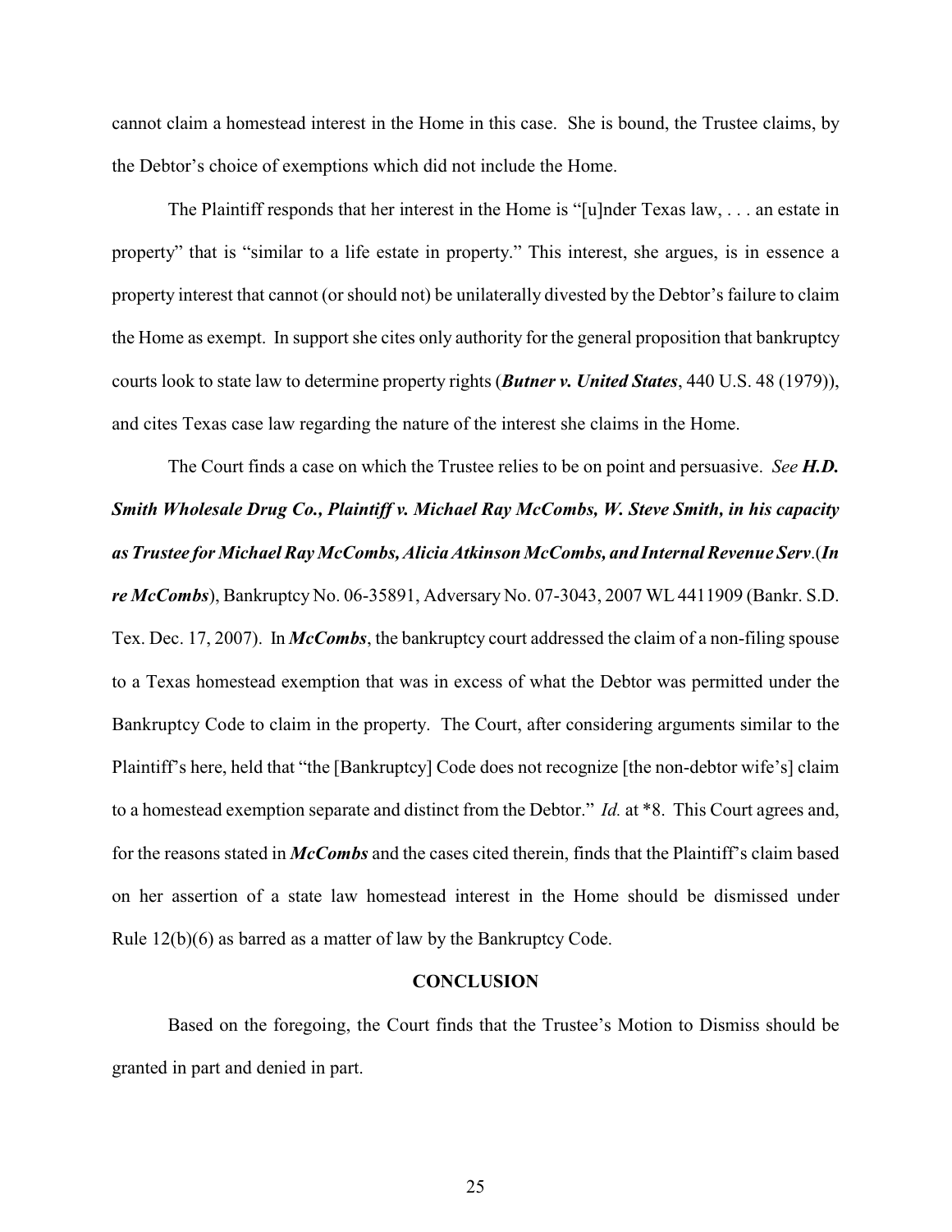cannot claim a homestead interest in the Home in this case. She is bound, the Trustee claims, by the Debtor's choice of exemptions which did not include the Home.

The Plaintiff responds that her interest in the Home is "[u]nder Texas law, . . . an estate in property" that is "similar to a life estate in property." This interest, she argues, is in essence a property interest that cannot (or should not) be unilaterally divested by the Debtor's failure to claim the Home as exempt. In support she cites only authority for the general proposition that bankruptcy courts look to state law to determine property rights (***Butner v. United States***, 440 U.S. 48 (1979)), and cites Texas case law regarding the nature of the interest she claims in the Home.

The Court finds a case on which the Trustee relies to be on point and persuasive. *See* ***H.D. Smith Wholesale Drug Co., Plaintiff v. Michael Ray McCombs, W. Steve Smith, in his capacity as Trustee for Michael Ray McCombs, Alicia Atkinson McCombs, and Internal Revenue Serv***.(***In re McCombs***), Bankruptcy No. 06-35891, Adversary No. 07-3043, 2007 WL 4411909 (Bankr. S.D. Tex. Dec. 17, 2007). In ***McCombs***, the bankruptcy court addressed the claim of a non-filing spouse to a Texas homestead exemption that was in excess of what the Debtor was permitted under the Bankruptcy Code to claim in the property. The Court, after considering arguments similar to the Plaintiff's here, held that "the [Bankruptcy] Code does not recognize [the non-debtor wife's] claim to a homestead exemption separate and distinct from the Debtor." *Id.* at *8. This Court agrees and, for the reasons stated in ***McCombs*** and the cases cited therein, finds that the Plaintiff's claim based on her assertion of a state law homestead interest in the Home should be dismissed under Rule 12(b)(6) as barred as a matter of law by the Bankruptcy Code.

## CONCLUSION

Based on the foregoing, the Court finds that the Trustee's Motion to Dismiss should be granted in part and denied in part.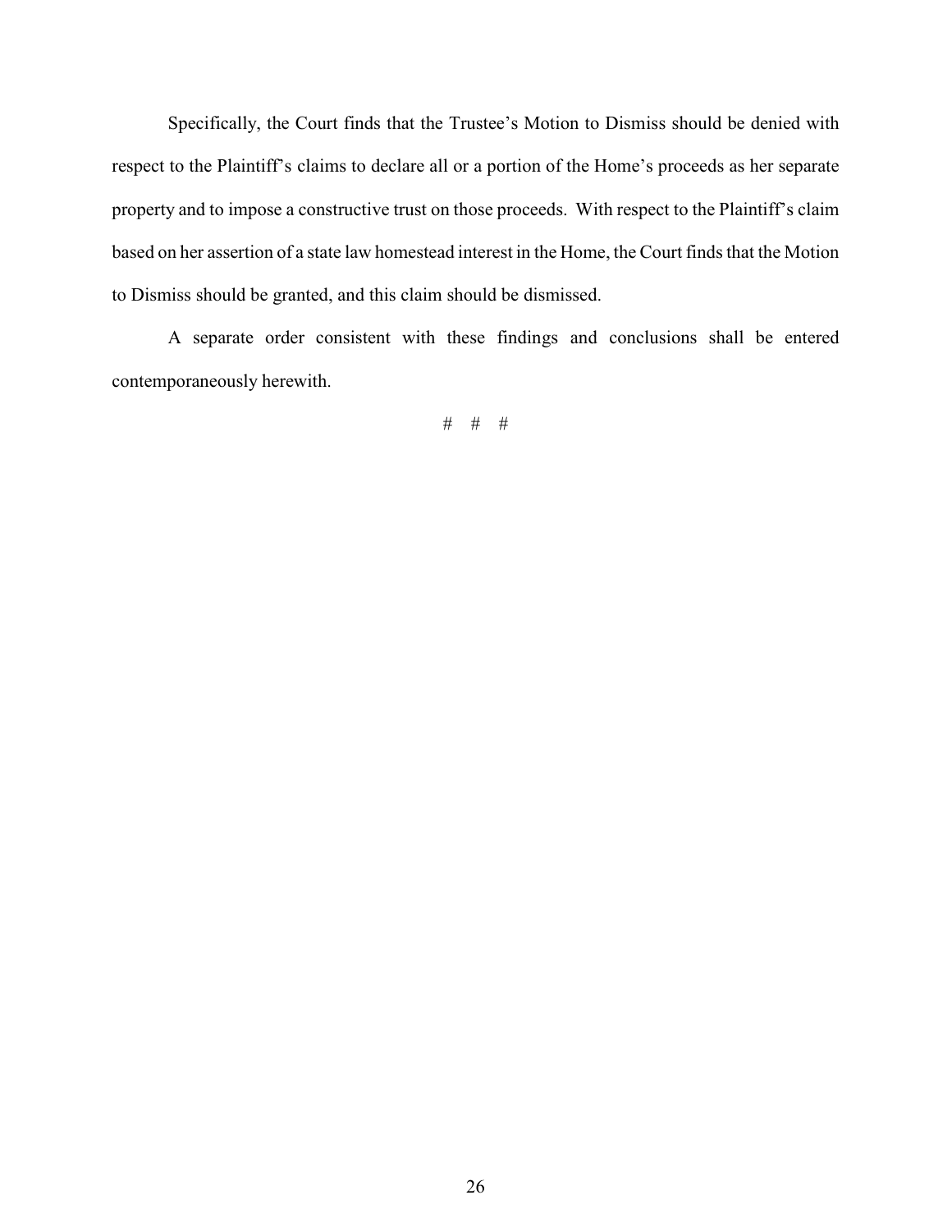Specifically, the Court finds that the Trustee's Motion to Dismiss should be denied with respect to the Plaintiff's claims to declare all or a portion of the Home's proceeds as her separate property and to impose a constructive trust on those proceeds. With respect to the Plaintiff's claim based on her assertion of a state law homestead interest in the Home, the Court finds that the Motion to Dismiss should be granted, and this claim should be dismissed.

A separate order consistent with these findings and conclusions shall be entered contemporaneously herewith.

# # #